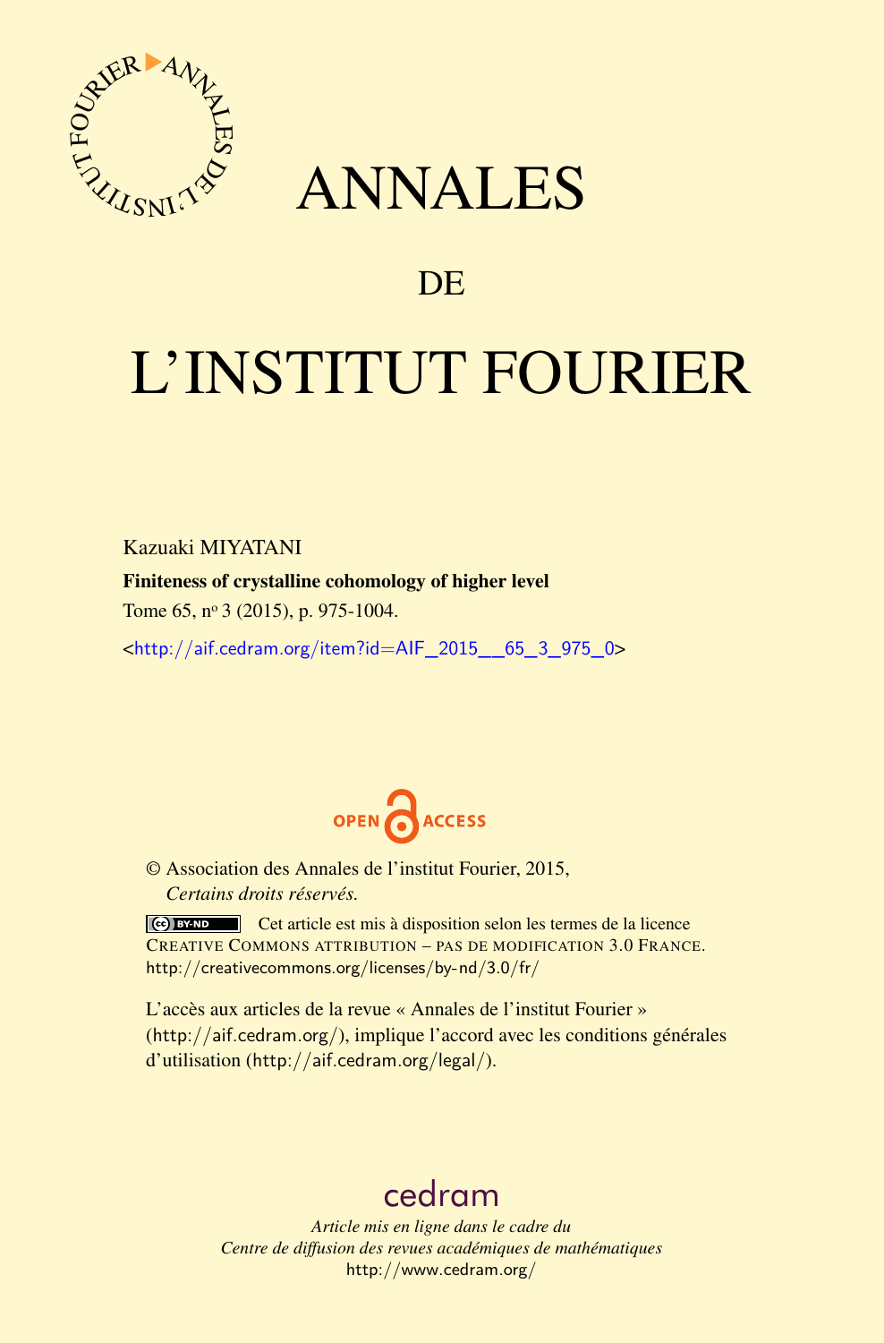# ANNALES

# DE

# L'INSTITUT FOURIER

Kazuaki MIYATANI

**Finiteness of crystalline cohomology of higher level**

Tome 65, nº 3 (2015), p. 975-1004.

<http://aif.cedram.org/item?id=AIF_2015__65_3_975_0>

OPEN ACCESS

© Association des Annales de l'institut Fourier, 2015,
*Certains droits réservés.*

Cet article est mis à disposition selon les termes de la licence CREATIVE COMMONS ATTRIBUTION – PAS DE MODIFICATION 3.0 FRANCE.
http://creativecommons.org/licenses/by-nd/3.0/fr/

L'accès aux articles de la revue « Annales de l'institut Fourier » (http://aif.cedram.org/), implique l'accord avec les conditions générales d'utilisation (http://aif.cedram.org/legal/).

cedram

*Article mis en ligne dans le cadre du*
*Centre de diffusion des revues académiques de mathématiques*
http://www.cedram.org/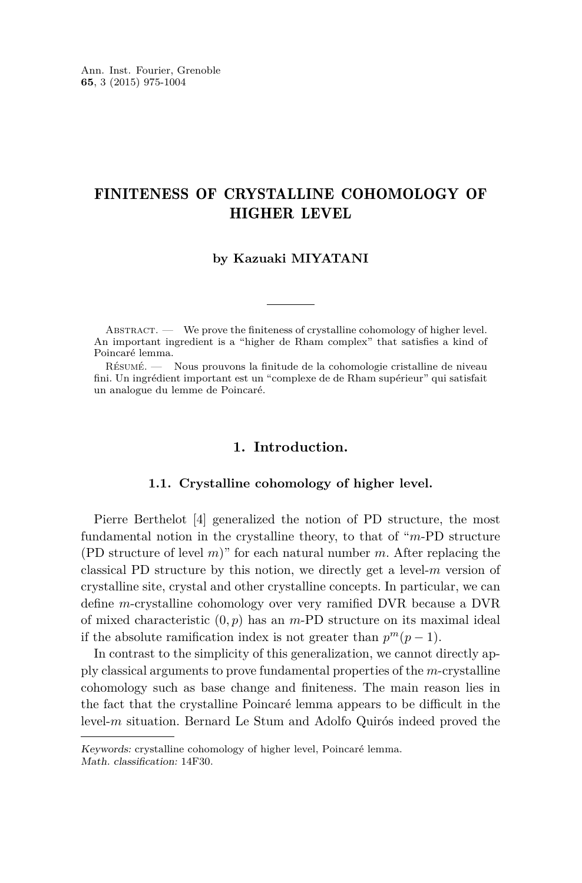# FINITENESS OF CRYSTALLINE COHOMOLOGY OF HIGHER LEVEL

**by Kazuaki MIYATANI**

Abstract. — We prove the finiteness of crystalline cohomology of higher level. An important ingredient is a "higher de Rham complex" that satisfies a kind of Poincaré lemma.

Résumé. — Nous prouvons la finitude de la cohomologie cristalline de niveau fini. Un ingrédient important est un "complexe de de Rham supérieur" qui satisfait un analogue du lemme de Poincaré.

## 1. Introduction.

### 1.1. Crystalline cohomology of higher level.

Pierre Berthelot [4] generalized the notion of PD structure, the most fundamental notion in the crystalline theory, to that of "$m$-PD structure (PD structure of level $m$)" for each natural number $m$. After replacing the classical PD structure by this notion, we directly get a level-$m$ version of crystalline site, crystal and other crystalline concepts. In particular, we can define $m$-crystalline cohomology over very ramified DVR because a DVR of mixed characteristic $(0, p)$ has an $m$-PD structure on its maximal ideal if the absolute ramification index is not greater than $p^m(p-1)$.

In contrast to the simplicity of this generalization, we cannot directly apply classical arguments to prove fundamental properties of the $m$-crystalline cohomology such as base change and finiteness. The main reason lies in the fact that the crystalline Poincaré lemma appears to be difficult in the level-$m$ situation. Bernard Le Stum and Adolfo Quirós indeed proved the

*Keywords:* crystalline cohomology of higher level, Poincaré lemma.
*Math. classification:* 14F30.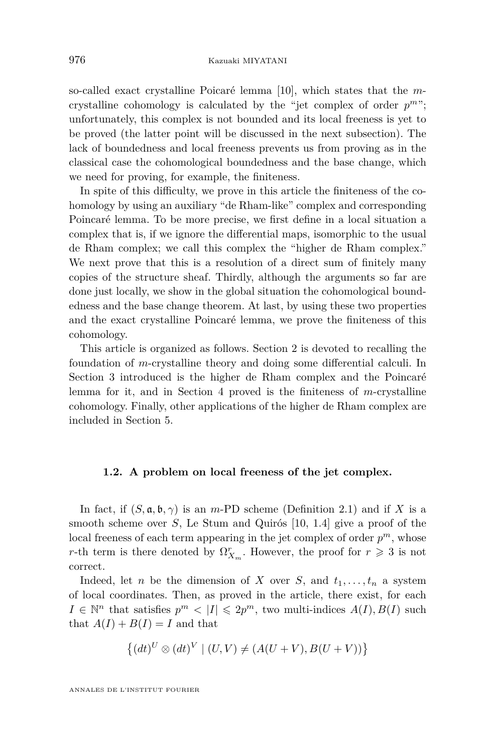so-called exact crystalline Poicaré lemma [10], which states that the $m$-crystalline cohomology is calculated by the "jet complex of order $p^m$"; unfortunately, this complex is not bounded and its local freeness is yet to be proved (the latter point will be discussed in the next subsection). The lack of boundedness and local freeness prevents us from proving as in the classical case the cohomological boundedness and the base change, which we need for proving, for example, the finiteness.

In spite of this difficulty, we prove in this article the finiteness of the cohomology by using an auxiliary "de Rham-like" complex and corresponding Poincaré lemma. To be more precise, we first define in a local situation a complex that is, if we ignore the differential maps, isomorphic to the usual de Rham complex; we call this complex the "higher de Rham complex." We next prove that this is a resolution of a direct sum of finitely many copies of the structure sheaf. Thirdly, although the arguments so far are done just locally, we show in the global situation the cohomological boundedness and the base change theorem. At last, by using these two properties and the exact crystalline Poincaré lemma, we prove the finiteness of this cohomology.

This article is organized as follows. Section 2 is devoted to recalling the foundation of $m$-crystalline theory and doing some differential calculi. In Section 3 introduced is the higher de Rham complex and the Poincaré lemma for it, and in Section 4 proved is the finiteness of $m$-crystalline cohomology. Finally, other applications of the higher de Rham complex are included in Section 5.

### 1.2. A problem on local freeness of the jet complex.

In fact, if $(S, \mathfrak{a}, \mathfrak{b}, \gamma)$ is an $m$-PD scheme (Definition 2.1) and if $X$ is a smooth scheme over $S$, Le Stum and Quirós [10, 1.4] give a proof of the local freeness of each term appearing in the jet complex of order $p^m$, whose $r$-th term is there denoted by $\Omega^r_{X_m}$. However, the proof for $r \geqslant 3$ is not correct.

Indeed, let $n$ be the dimension of $X$ over $S$, and $t_1, \dots, t_n$ a system of local coordinates. Then, as proved in the article, there exist, for each $I \in \mathbb{N}^n$ that satisfies $p^m < |I| \leqslant 2p^m$, two multi-indices $A(I), B(I)$ such that $A(I) + B(I) = I$ and that

$$\left\{ (dt)^U \otimes (dt)^V \mid (U, V) \neq (A(U+V), B(U+V)) \right\}$$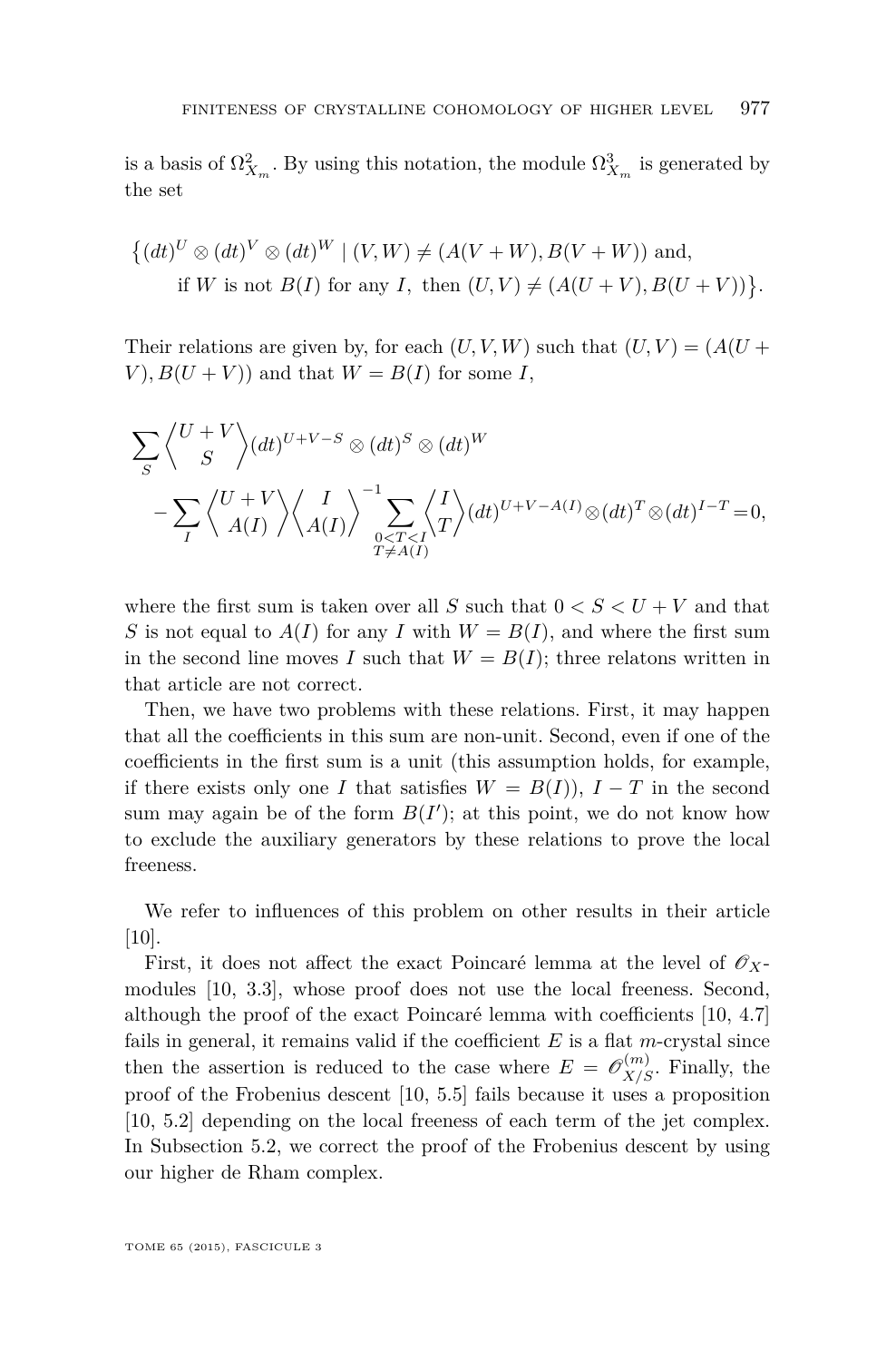is a basis of $\Omega^2_{X_m}$. By using this notation, the module $\Omega^3_{X_m}$ is generated by the set

$$\big\{(dt)^U \otimes (dt)^V \otimes (dt)^W \mid (V,W) \neq (A(V+W), B(V+W)) \text{ and,}$$
$$\text{if } W \text{ is not } B(I) \text{ for any } I, \text{ then } (U,V) \neq (A(U+V), B(U+V))\big\}.$$

Their relations are given by, for each $(U,V,W)$ such that $(U,V) = (A(U+V), B(U+V))$ and that $W = B(I)$ for some $I$,

$$\sum_S \left\langle {U+V \atop S} \right\rangle (dt)^{U+V-S} \otimes (dt)^S \otimes (dt)^W$$
$$- \sum_I \left\langle {U+V \atop A(I)} \right\rangle \left\langle {I \atop A(I)} \right\rangle^{-1} \sum_{\substack{0<T<I \\ T \neq A(I)}} \left\langle {I \atop T} \right\rangle (dt)^{U+V-A(I)} \otimes (dt)^T \otimes (dt)^{I-T} = 0,$$

where the first sum is taken over all $S$ such that $0 < S < U+V$ and that $S$ is not equal to $A(I)$ for any $I$ with $W = B(I)$, and where the first sum in the second line moves $I$ such that $W = B(I)$; three relatons written in that article are not correct.

Then, we have two problems with these relations. First, it may happen that all the coefficients in this sum are non-unit. Second, even if one of the coefficients in the first sum is a unit (this assumption holds, for example, if there exists only one $I$ that satisfies $W = B(I)$), $I - T$ in the second sum may again be of the form $B(I')$; at this point, we do not know how to exclude the auxiliary generators by these relations to prove the local freeness.

We refer to influences of this problem on other results in their article [10].

First, it does not affect the exact Poincaré lemma at the level of $\mathscr{O}_X$-modules [10, 3.3], whose proof does not use the local freeness. Second, although the proof of the exact Poincaré lemma with coefficients [10, 4.7] fails in general, it remains valid if the coefficient $E$ is a flat $m$-crystal since then the assertion is reduced to the case where $E = \mathscr{O}^{(m)}_{X/S}$. Finally, the proof of the Frobenius descent [10, 5.5] fails because it uses a proposition [10, 5.2] depending on the local freeness of each term of the jet complex. In Subsection 5.2, we correct the proof of the Frobenius descent by using our higher de Rham complex.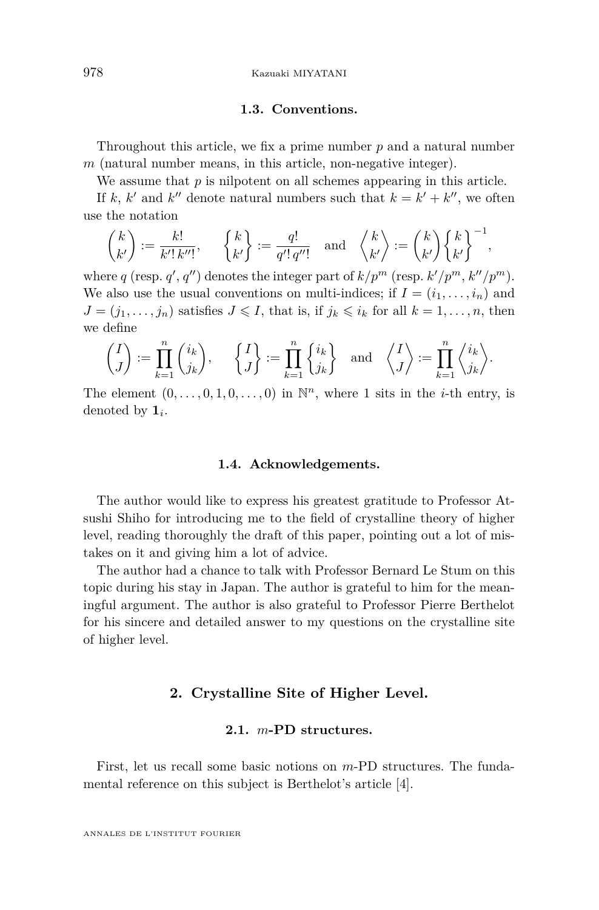### 1.3. Conventions.

Throughout this article, we fix a prime number $p$ and a natural number $m$ (natural number means, in this article, non-negative integer).

We assume that $p$ is nilpotent on all schemes appearing in this article.

If $k$, $k'$ and $k''$ denote natural numbers such that $k = k' + k''$, we often use the notation

$$\binom{k}{k'} := \frac{k!}{k'!\,k''!}, \qquad \left\{ {k \atop k'} \right\} := \frac{q!}{q'!\,q''!} \quad \text{and} \quad \left\langle {k \atop k'} \right\rangle := \binom{k}{k'} \left\{ {k \atop k'} \right\}^{-1},$$

where $q$ (resp. $q'$, $q''$) denotes the integer part of $k/p^m$ (resp. $k'/p^m$, $k''/p^m$). We also use the usual conventions on multi-indices; if $I = (i_1, \ldots, i_n)$ and $J = (j_1, \ldots, j_n)$ satisfies $J \leqslant I$, that is, if $j_k \leqslant i_k$ for all $k = 1, \ldots, n$, then we define

$$\binom{I}{J} := \prod_{k=1}^{n} \binom{i_k}{j_k}, \qquad \left\{ {I \atop J} \right\} := \prod_{k=1}^{n} \left\{ {i_k \atop j_k} \right\} \quad \text{and} \quad \left\langle {I \atop J} \right\rangle := \prod_{k=1}^{n} \left\langle {i_k \atop j_k} \right\rangle.$$

The element $(0, \ldots, 0, 1, 0, \ldots, 0)$ in $\mathbb{N}^n$, where 1 sits in the $i$-th entry, is denoted by $\mathbf{1}_i$.

### 1.4. Acknowledgements.

The author would like to express his greatest gratitude to Professor Atsushi Shiho for introducing me to the field of crystalline theory of higher level, reading thoroughly the draft of this paper, pointing out a lot of mistakes on it and giving him a lot of advice.

The author had a chance to talk with Professor Bernard Le Stum on this topic during his stay in Japan. The author is grateful to him for the meaningful argument. The author is also grateful to Professor Pierre Berthelot for his sincere and detailed answer to my questions on the crystalline site of higher level.

## 2. Crystalline Site of Higher Level.

### 2.1. $m$-PD structures.

First, let us recall some basic notions on $m$-PD structures. The fundamental reference on this subject is Berthelot's article [4].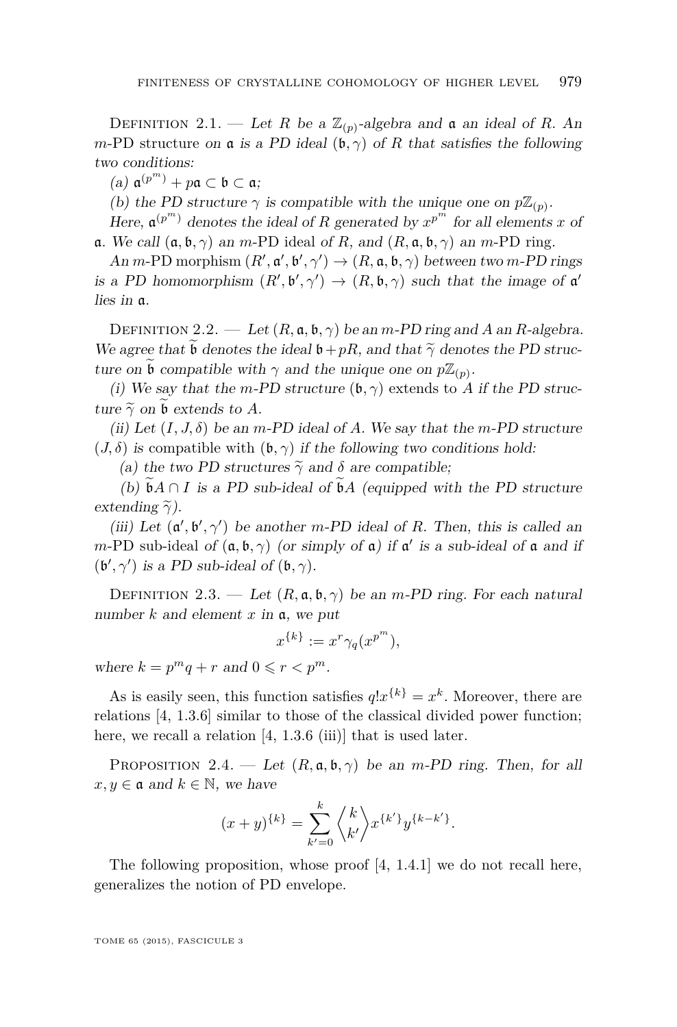Definition 2.1. — *Let $R$ be a $\mathbb{Z}_{(p)}$-algebra and $\mathfrak{a}$ an ideal of $R$. An* $m$-PD structure *on $\mathfrak{a}$ is a PD ideal $(\mathfrak{b}, \gamma)$ of $R$ that satisfies the following two conditions:*

*(a) $\mathfrak{a}^{(p^m)} + p\mathfrak{a} \subset \mathfrak{b} \subset \mathfrak{a}$;*

*(b) the PD structure $\gamma$ is compatible with the unique one on $p\mathbb{Z}_{(p)}$.*

*Here, $\mathfrak{a}^{(p^m)}$ denotes the ideal of $R$ generated by $x^{p^m}$ for all elements $x$ of $\mathfrak{a}$. We call $(\mathfrak{a}, \mathfrak{b}, \gamma)$ an* $m$-PD ideal *of $R$, and $(R, \mathfrak{a}, \mathfrak{b}, \gamma)$ an* $m$-PD ring.

*An* $m$-PD morphism *$(R', \mathfrak{a}', \mathfrak{b}', \gamma') \to (R, \mathfrak{a}, \mathfrak{b}, \gamma)$ between two $m$-PD rings is a PD homomorphism $(R', \mathfrak{b}', \gamma') \to (R, \mathfrak{b}, \gamma)$ such that the image of $\mathfrak{a}'$ lies in $\mathfrak{a}$.*

Definition 2.2. — *Let $(R, \mathfrak{a}, \mathfrak{b}, \gamma)$ be an $m$-PD ring and $A$ an $R$-algebra. We agree that $\widetilde{\mathfrak{b}}$ denotes the ideal $\mathfrak{b} + pR$, and that $\widetilde{\gamma}$ denotes the PD structure on $\widetilde{\mathfrak{b}}$ compatible with $\gamma$ and the unique one on $p\mathbb{Z}_{(p)}$.*

*(i) We say that the $m$-PD structure $(\mathfrak{b}, \gamma)$* extends to *$A$ if the PD structure $\widetilde{\gamma}$ on $\widetilde{\mathfrak{b}}$ extends to $A$.*

*(ii) Let $(I, J, \delta)$ be an $m$-PD ideal of $A$. We say that the $m$-PD structure $(J, \delta)$ is* compatible with *$(\mathfrak{b}, \gamma)$ if the following two conditions hold:*

*(a) the two PD structures $\widetilde{\gamma}$ and $\delta$ are compatible;*

*(b) $\widetilde{\mathfrak{b}}A \cap I$ is a PD sub-ideal of $\widetilde{\mathfrak{b}}A$ (equipped with the PD structure extending $\widetilde{\gamma}$).*

*(iii) Let $(\mathfrak{a}', \mathfrak{b}', \gamma')$ be another $m$-PD ideal of $R$. Then, this is called an* $m$-PD sub-ideal *of $(\mathfrak{a}, \mathfrak{b}, \gamma)$ (or simply of $\mathfrak{a}$) if $\mathfrak{a}'$ is a sub-ideal of $\mathfrak{a}$ and if $(\mathfrak{b}', \gamma')$ is a PD sub-ideal of $(\mathfrak{b}, \gamma)$.*

Definition 2.3. — *Let $(R, \mathfrak{a}, \mathfrak{b}, \gamma)$ be an $m$-PD ring. For each natural number $k$ and element $x$ in $\mathfrak{a}$, we put*

$$x^{\{k\}} := x^r \gamma_q(x^{p^m}),$$

*where $k = p^m q + r$ and $0 \leqslant r < p^m$.*

As is easily seen, this function satisfies $q! x^{\{k\}} = x^k$. Moreover, there are relations [4, 1.3.6] similar to those of the classical divided power function; here, we recall a relation [4, 1.3.6 (iii)] that is used later.

Proposition 2.4. — *Let $(R, \mathfrak{a}, \mathfrak{b}, \gamma)$ be an $m$-PD ring. Then, for all $x, y \in \mathfrak{a}$ and $k \in \mathbb{N}$, we have*

$$(x + y)^{\{k\}} = \sum_{k'=0}^{k} \left\langle {k \atop k'} \right\rangle x^{\{k'\}} y^{\{k-k'\}}.$$

The following proposition, whose proof [4, 1.4.1] we do not recall here, generalizes the notion of PD envelope.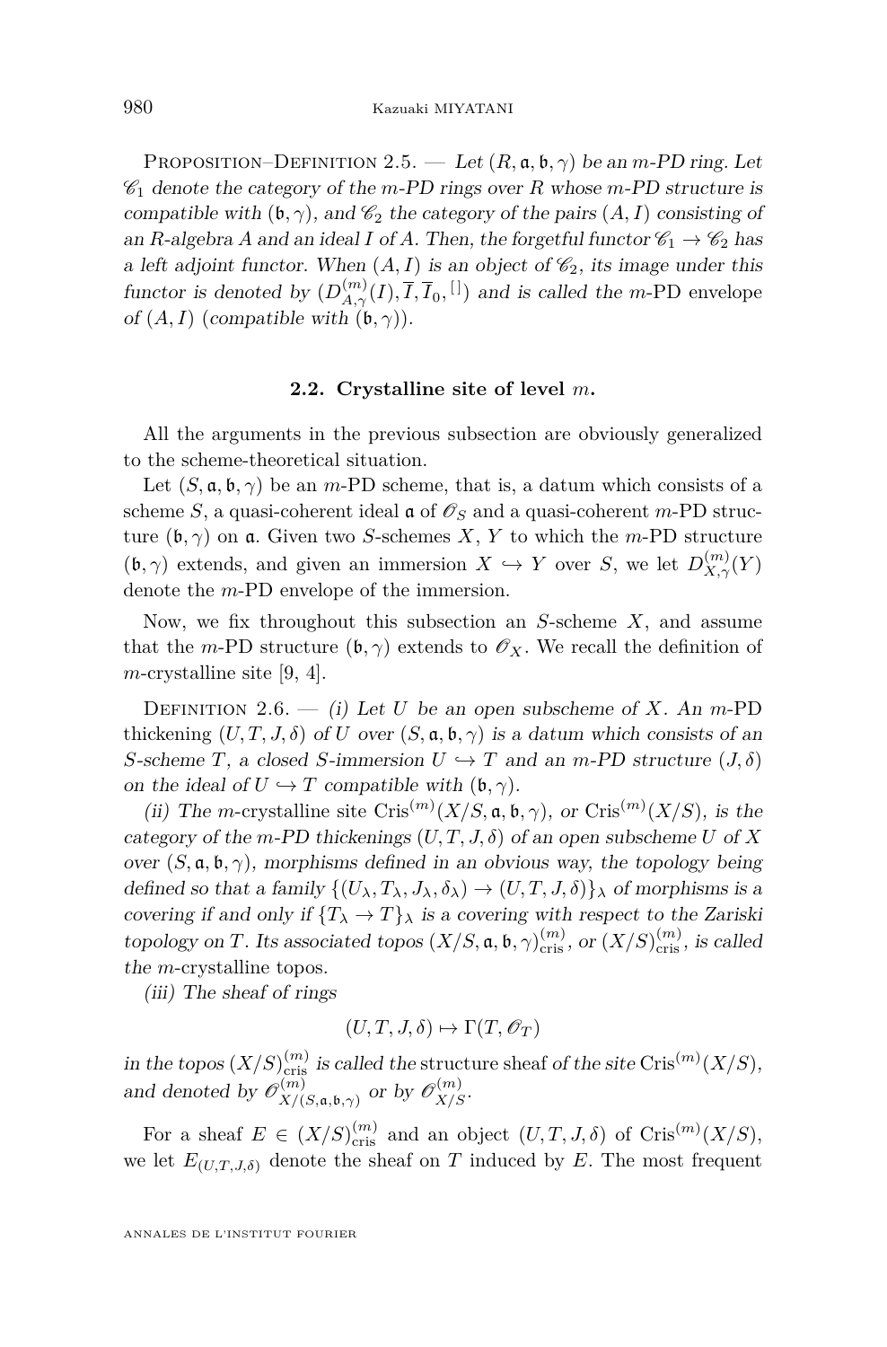Proposition–Definition 2.5. — *Let $(R, \mathfrak{a}, \mathfrak{b}, \gamma)$ be an m-PD ring. Let $\mathscr{C}_1$ denote the category of the m-PD rings over R whose m-PD structure is compatible with $(\mathfrak{b}, \gamma)$, and $\mathscr{C}_2$ the category of the pairs $(A, I)$ consisting of an R-algebra A and an ideal I of A. Then, the forgetful functor $\mathscr{C}_1 \to \mathscr{C}_2$ has a left adjoint functor. When $(A, I)$ is an object of $\mathscr{C}_2$, its image under this functor is denoted by $(D^{(m)}_{A,\gamma}(I), \overline{I}, \overline{I}_0, ^{[\,]})$ and is called the* m-PD envelope *of $(A, I)$ (compatible with $(\mathfrak{b}, \gamma)$).*

### 2.2. Crystalline site of level $m$.

All the arguments in the previous subsection are obviously generalized to the scheme-theoretical situation.

Let $(S, \mathfrak{a}, \mathfrak{b}, \gamma)$ be an $m$-PD scheme, that is, a datum which consists of a scheme $S$, a quasi-coherent ideal $\mathfrak{a}$ of $\mathscr{O}_S$ and a quasi-coherent $m$-PD structure $(\mathfrak{b}, \gamma)$ on $\mathfrak{a}$. Given two $S$-schemes $X$, $Y$ to which the $m$-PD structure $(\mathfrak{b}, \gamma)$ extends, and given an immersion $X \hookrightarrow Y$ over $S$, we let $D^{(m)}_{X,\gamma}(Y)$ denote the $m$-PD envelope of the immersion.

Now, we fix throughout this subsection an $S$-scheme $X$, and assume that the $m$-PD structure $(\mathfrak{b}, \gamma)$ extends to $\mathscr{O}_X$. We recall the definition of $m$-crystalline site [9, 4].

Definition 2.6. — *(i) Let U be an open subscheme of X. An* m-PD thickening *$(U, T, J, \delta)$ of U over $(S, \mathfrak{a}, \mathfrak{b}, \gamma)$ is a datum which consists of an S-scheme T, a closed S-immersion $U \hookrightarrow T$ and an m-PD structure $(J, \delta)$ on the ideal of $U \hookrightarrow T$ compatible with $(\mathfrak{b}, \gamma)$.*

*(ii) The* m-crystalline site *$\mathrm{Cris}^{(m)}(X/S, \mathfrak{a}, \mathfrak{b}, \gamma)$, or $\mathrm{Cris}^{(m)}(X/S)$, is the category of the m-PD thickenings $(U, T, J, \delta)$ of an open subscheme U of X over $(S, \mathfrak{a}, \mathfrak{b}, \gamma)$, morphisms defined in an obvious way, the topology being defined so that a family $\{(U_\lambda, T_\lambda, J_\lambda, \delta_\lambda) \to (U, T, J, \delta)\}_\lambda$ of morphisms is a covering if and only if $\{T_\lambda \to T\}_\lambda$ is a covering with respect to the Zariski topology on T. Its associated topos $(X/S, \mathfrak{a}, \mathfrak{b}, \gamma)^{(m)}_{\mathrm{cris}}$, or $(X/S)^{(m)}_{\mathrm{cris}}$, is called the* m-crystalline topos.

*(iii) The sheaf of rings*

$$(U, T, J, \delta) \mapsto \Gamma(T, \mathscr{O}_T)$$

*in the topos $(X/S)^{(m)}_{\mathrm{cris}}$ is called the* structure sheaf *of the site $\mathrm{Cris}^{(m)}(X/S)$, and denoted by $\mathscr{O}^{(m)}_{X/(S,\mathfrak{a},\mathfrak{b},\gamma)}$ or by $\mathscr{O}^{(m)}_{X/S}$.*

For a sheaf $E \in (X/S)^{(m)}_{\mathrm{cris}}$ and an object $(U, T, J, \delta)$ of $\mathrm{Cris}^{(m)}(X/S)$, we let $E_{(U,T,J,\delta)}$ denote the sheaf on $T$ induced by $E$. The most frequent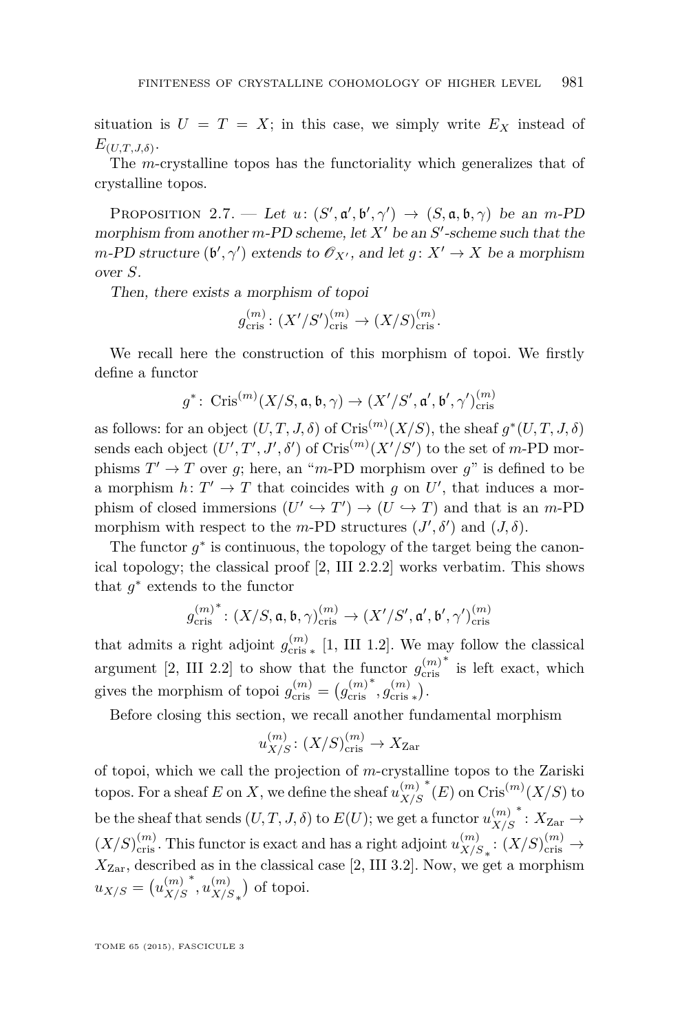situation is $U = T = X$; in this case, we simply write $E_X$ instead of $E_{(U,T,J,\delta)}$.

The $m$-crystalline topos has the functoriality which generalizes that of crystalline topos.

Proposition 2.7. — *Let $u\colon (S', \mathfrak{a}', \mathfrak{b}', \gamma') \to (S, \mathfrak{a}, \mathfrak{b}, \gamma)$ be an $m$-PD morphism from another $m$-PD scheme, let $X'$ be an $S'$-scheme such that the $m$-PD structure $(\mathfrak{b}', \gamma')$ extends to $\mathscr{O}_{X'}$, and let $g\colon X' \to X$ be a morphism over $S$.*

*Then, there exists a morphism of topoi*

$$g^{(m)}_{\mathrm{cris}}\colon (X'/S')^{(m)}_{\mathrm{cris}} \to (X/S)^{(m)}_{\mathrm{cris}}.$$

We recall here the construction of this morphism of topoi. We firstly define a functor

$$g^*\colon \mathrm{Cris}^{(m)}(X/S, \mathfrak{a}, \mathfrak{b}, \gamma) \to (X'/S', \mathfrak{a}', \mathfrak{b}', \gamma')^{(m)}_{\mathrm{cris}}$$

as follows: for an object $(U, T, J, \delta)$ of $\mathrm{Cris}^{(m)}(X/S)$, the sheaf $g^*(U, T, J, \delta)$ sends each object $(U', T', J', \delta')$ of $\mathrm{Cris}^{(m)}(X'/S')$ to the set of $m$-PD morphisms $T' \to T$ over $g$; here, an "$m$-PD morphism over $g$" is defined to be a morphism $h\colon T' \to T$ that coincides with $g$ on $U'$, that induces a morphism of closed immersions $(U' \hookrightarrow T') \to (U \hookrightarrow T)$ and that is an $m$-PD morphism with respect to the $m$-PD structures $(J', \delta')$ and $(J, \delta)$.

The functor $g^*$ is continuous, the topology of the target being the canonical topology; the classical proof [2, III 2.2.2] works verbatim. This shows that $g^*$ extends to the functor

$${g^{(m)}_{\mathrm{cris}}}^*\colon (X/S, \mathfrak{a}, \mathfrak{b}, \gamma)^{(m)}_{\mathrm{cris}} \to (X'/S', \mathfrak{a}', \mathfrak{b}', \gamma')^{(m)}_{\mathrm{cris}}$$

that admits a right adjoint $g^{(m)}_{\mathrm{cris}\,*}$ [1, III 1.2]. We may follow the classical argument [2, III 2.2] to show that the functor ${g^{(m)}_{\mathrm{cris}}}^*$ is left exact, which gives the morphism of topoi $g^{(m)}_{\mathrm{cris}} = \big({g^{(m)}_{\mathrm{cris}}}^*, g^{(m)}_{\mathrm{cris}\,*}\big)$.

Before closing this section, we recall another fundamental morphism

$$u^{(m)}_{X/S}\colon (X/S)^{(m)}_{\mathrm{cris}} \to X_{\mathrm{Zar}}$$

of topoi, which we call the projection of $m$-crystalline topos to the Zariski topos. For a sheaf $E$ on $X$, we define the sheaf ${u^{(m)}_{X/S}}^*(E)$ on $\mathrm{Cris}^{(m)}(X/S)$ to be the sheaf that sends $(U, T, J, \delta)$ to $E(U)$; we get a functor ${u^{(m)}_{X/S}}^*\colon X_{\mathrm{Zar}} \to (X/S)^{(m)}_{\mathrm{cris}}$. This functor is exact and has a right adjoint ${u^{(m)}_{X/S}}_*\colon (X/S)^{(m)}_{\mathrm{cris}} \to X_{\mathrm{Zar}}$, described as in the classical case [2, III 3.2]. Now, we get a morphism $u_{X/S} = \big({u^{(m)}_{X/S}}^*, {u^{(m)}_{X/S}}_*\big)$ of topoi.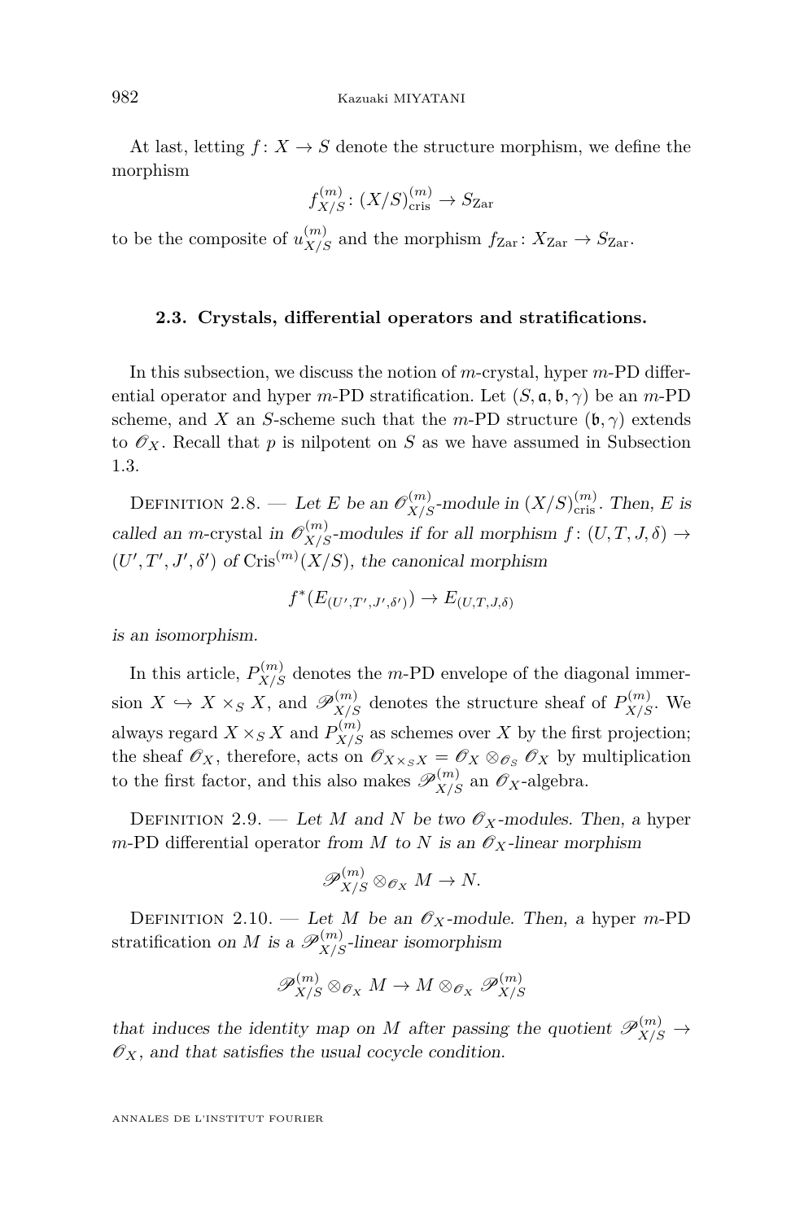At last, letting $f\colon X \to S$ denote the structure morphism, we define the morphism

$$f_{X/S}^{(m)}\colon (X/S)_{\mathrm{cris}}^{(m)} \to S_{\mathrm{Zar}}$$

to be the composite of $u_{X/S}^{(m)}$ and the morphism $f_{\mathrm{Zar}}\colon X_{\mathrm{Zar}} \to S_{\mathrm{Zar}}$.

### 2.3. Crystals, differential operators and stratifications.

In this subsection, we discuss the notion of $m$-crystal, hyper $m$-PD differential operator and hyper $m$-PD stratification. Let $(S, \mathfrak{a}, \mathfrak{b}, \gamma)$ be an $m$-PD scheme, and $X$ an $S$-scheme such that the $m$-PD structure $(\mathfrak{b}, \gamma)$ extends to $\mathscr{O}_X$. Recall that $p$ is nilpotent on $S$ as we have assumed in Subsection 1.3.

Definition 2.8. — *Let $E$ be an $\mathscr{O}_{X/S}^{(m)}$-module in $(X/S)_{\mathrm{cris}}^{(m)}$. Then, $E$ is called an* $m$-crystal *in $\mathscr{O}_{X/S}^{(m)}$-modules if for all morphism $f\colon (U, T, J, \delta) \to (U', T', J', \delta')$ of $\mathrm{Cris}^{(m)}(X/S)$, the canonical morphism*

$$f^*(E_{(U',T',J',\delta')}) \to E_{(U,T,J,\delta)}$$

*is an isomorphism.*

In this article, $P_{X/S}^{(m)}$ denotes the $m$-PD envelope of the diagonal immersion $X \hookrightarrow X \times_S X$, and $\mathscr{P}_{X/S}^{(m)}$ denotes the structure sheaf of $P_{X/S}^{(m)}$. We always regard $X \times_S X$ and $P_{X/S}^{(m)}$ as schemes over $X$ by the first projection; the sheaf $\mathscr{O}_X$, therefore, acts on $\mathscr{O}_{X \times_S X} = \mathscr{O}_X \otimes_{\mathscr{O}_S} \mathscr{O}_X$ by multiplication to the first factor, and this also makes $\mathscr{P}_{X/S}^{(m)}$ an $\mathscr{O}_X$-algebra.

Definition 2.9. — *Let $M$ and $N$ be two $\mathscr{O}_X$-modules. Then, a* hyper $m$-PD differential operator *from $M$ to $N$ is an $\mathscr{O}_X$-linear morphism*

$$\mathscr{P}_{X/S}^{(m)} \otimes_{\mathscr{O}_X} M \to N.$$

Definition 2.10. — *Let $M$ be an $\mathscr{O}_X$-module. Then, a* hyper $m$-PD stratification *on $M$ is a $\mathscr{P}_{X/S}^{(m)}$-linear isomorphism*

$$\mathscr{P}_{X/S}^{(m)} \otimes_{\mathscr{O}_X} M \to M \otimes_{\mathscr{O}_X} \mathscr{P}_{X/S}^{(m)}$$

*that induces the identity map on $M$ after passing the quotient $\mathscr{P}_{X/S}^{(m)} \to \mathscr{O}_X$, and that satisfies the usual cocycle condition.*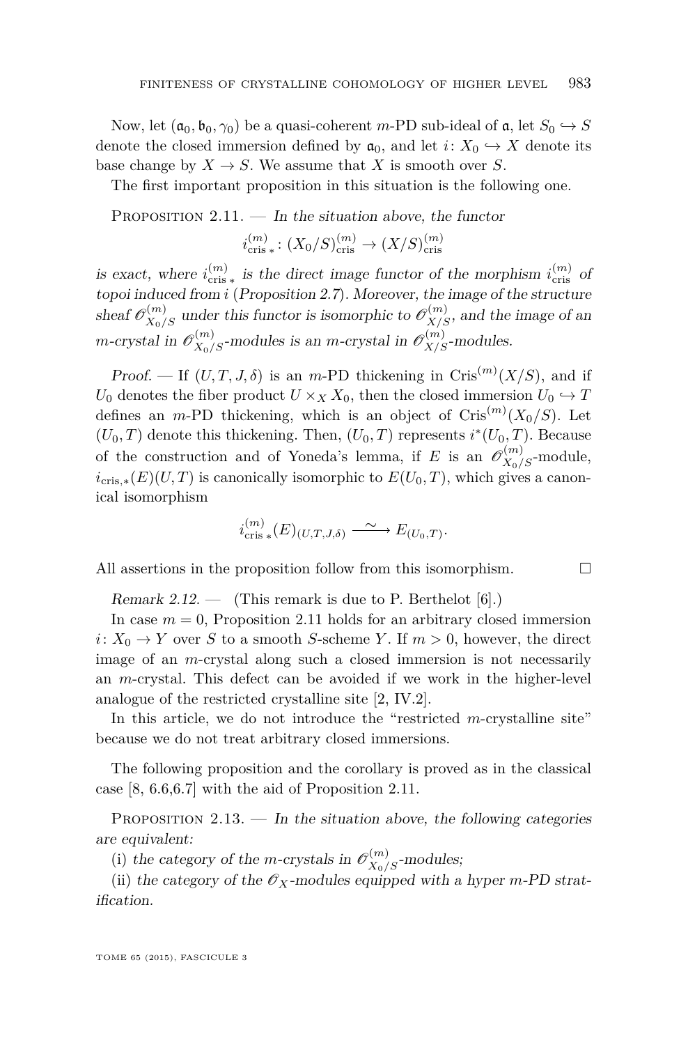Now, let $(\mathfrak{a}_0, \mathfrak{b}_0, \gamma_0)$ be a quasi-coherent $m$-PD sub-ideal of $\mathfrak{a}$, let $S_0 \hookrightarrow S$ denote the closed immersion defined by $\mathfrak{a}_0$, and let $i\colon X_0 \hookrightarrow X$ denote its base change by $X \to S$. We assume that $X$ is smooth over $S$.

The first important proposition in this situation is the following one.

Proposition 2.11. — *In the situation above, the functor*

$$i^{(m)}_{\mathrm{cris}\,*}\colon (X_0/S)^{(m)}_{\mathrm{cris}} \to (X/S)^{(m)}_{\mathrm{cris}}$$

*is exact, where $i^{(m)}_{\mathrm{cris}\,*}$ is the direct image functor of the morphism $i^{(m)}_{\mathrm{cris}}$ of topoi induced from $i$ (Proposition 2.7). Moreover, the image of the structure sheaf $\mathscr{O}^{(m)}_{X_0/S}$ under this functor is isomorphic to $\mathscr{O}^{(m)}_{X/S}$, and the image of an $m$-crystal in $\mathscr{O}^{(m)}_{X_0/S}$-modules is an $m$-crystal in $\mathscr{O}^{(m)}_{X/S}$-modules.*

*Proof.* — If $(U, T, J, \delta)$ is an $m$-PD thickening in $\mathrm{Cris}^{(m)}(X/S)$, and if $U_0$ denotes the fiber product $U \times_X X_0$, then the closed immersion $U_0 \hookrightarrow T$ defines an $m$-PD thickening, which is an object of $\mathrm{Cris}^{(m)}(X_0/S)$. Let $(U_0, T)$ denote this thickening. Then, $(U_0, T)$ represents $i^*(U_0, T)$. Because of the construction and of Yoneda's lemma, if $E$ is an $\mathscr{O}^{(m)}_{X_0/S}$-module, $i_{\mathrm{cris},*}(E)(U, T)$ is canonically isomorphic to $E(U_0, T)$, which gives a canonical isomorphism

$$i^{(m)}_{\mathrm{cris}\,*}(E)_{(U,T,J,\delta)} \xrightarrow{\ \sim\ } E_{(U_0,T)}.$$

All assertions in the proposition follow from this isomorphism. $\square$

*Remark 2.12.* — (This remark is due to P. Berthelot [6].)

In case $m = 0$, Proposition 2.11 holds for an arbitrary closed immersion $i\colon X_0 \to Y$ over $S$ to a smooth $S$-scheme $Y$. If $m > 0$, however, the direct image of an $m$-crystal along such a closed immersion is not necessarily an $m$-crystal. This defect can be avoided if we work in the higher-level analogue of the restricted crystalline site [2, IV.2].

In this article, we do not introduce the "restricted $m$-crystalline site" because we do not treat arbitrary closed immersions.

The following proposition and the corollary is proved as in the classical case [8, 6.6,6.7] with the aid of Proposition 2.11.

Proposition 2.13. — *In the situation above, the following categories are equivalent:*

(i) *the category of the $m$-crystals in $\mathscr{O}^{(m)}_{X_0/S}$-modules;*

(ii) *the category of the $\mathscr{O}_X$-modules equipped with a hyper $m$-PD stratification.*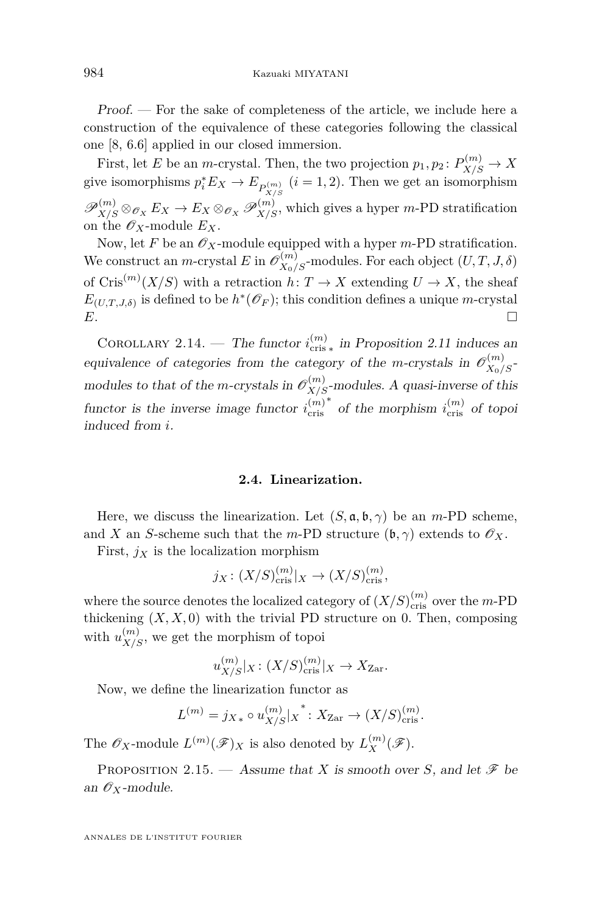*Proof.* — For the sake of completeness of the article, we include here a construction of the equivalence of these categories following the classical one [8, 6.6] applied in our closed immersion.

First, let $E$ be an $m$-crystal. Then, the two projection $p_1, p_2 \colon P^{(m)}_{X/S} \to X$ give isomorphisms $p_i^* E_X \to E_{P^{(m)}_{X/S}}$ $(i = 1, 2)$. Then we get an isomorphism $\mathscr{P}^{(m)}_{X/S} \otimes_{\mathscr{O}_X} E_X \to E_X \otimes_{\mathscr{O}_X} \mathscr{P}^{(m)}_{X/S}$, which gives a hyper $m$-PD stratification on the $\mathscr{O}_X$-module $E_X$.

Now, let $F$ be an $\mathscr{O}_X$-module equipped with a hyper $m$-PD stratification. We construct an $m$-crystal $E$ in $\mathscr{O}^{(m)}_{X_0/S}$-modules. For each object $(U, T, J, \delta)$ of $\mathrm{Cris}^{(m)}(X/S)$ with a retraction $h \colon T \to X$ extending $U \to X$, the sheaf $E_{(U,T,J,\delta)}$ is defined to be $h^*(\mathscr{O}_F)$; this condition defines a unique $m$-crystal $E$. □

Corollary 2.14. — *The functor $i^{(m)}_{\mathrm{cris}\,*}$ in Proposition 2.11 induces an equivalence of categories from the category of the $m$-crystals in $\mathscr{O}^{(m)}_{X_0/S}$-modules to that of the $m$-crystals in $\mathscr{O}^{(m)}_{X/S}$-modules. A quasi-inverse of this functor is the inverse image functor $i^{(m)*}_{\mathrm{cris}}$ of the morphism $i^{(m)}_{\mathrm{cris}}$ of topoi induced from $i$.*

### 2.4. Linearization.

Here, we discuss the linearization. Let $(S, \mathfrak{a}, \mathfrak{b}, \gamma)$ be an $m$-PD scheme, and $X$ an $S$-scheme such that the $m$-PD structure $(\mathfrak{b}, \gamma)$ extends to $\mathscr{O}_X$.

First, $j_X$ is the localization morphism

$$j_X \colon (X/S)^{(m)}_{\mathrm{cris}}|_X \to (X/S)^{(m)}_{\mathrm{cris}},$$

where the source denotes the localized category of $(X/S)^{(m)}_{\mathrm{cris}}$ over the $m$-PD thickening $(X, X, 0)$ with the trivial PD structure on 0. Then, composing with $u^{(m)}_{X/S}$, we get the morphism of topoi

$$u^{(m)}_{X/S}|_X \colon (X/S)^{(m)}_{\mathrm{cris}}|_X \to X_{\mathrm{Zar}}.$$

Now, we define the linearization functor as

$$L^{(m)} = j_{X*} \circ u^{(m)}_{X/S}|_X{}^* \colon X_{\mathrm{Zar}} \to (X/S)^{(m)}_{\mathrm{cris}}.$$

The $\mathscr{O}_X$-module $L^{(m)}(\mathscr{F})_X$ is also denoted by $L^{(m)}_X(\mathscr{F})$.

Proposition 2.15. — *Assume that $X$ is smooth over $S$, and let $\mathscr{F}$ be an $\mathscr{O}_X$-module.*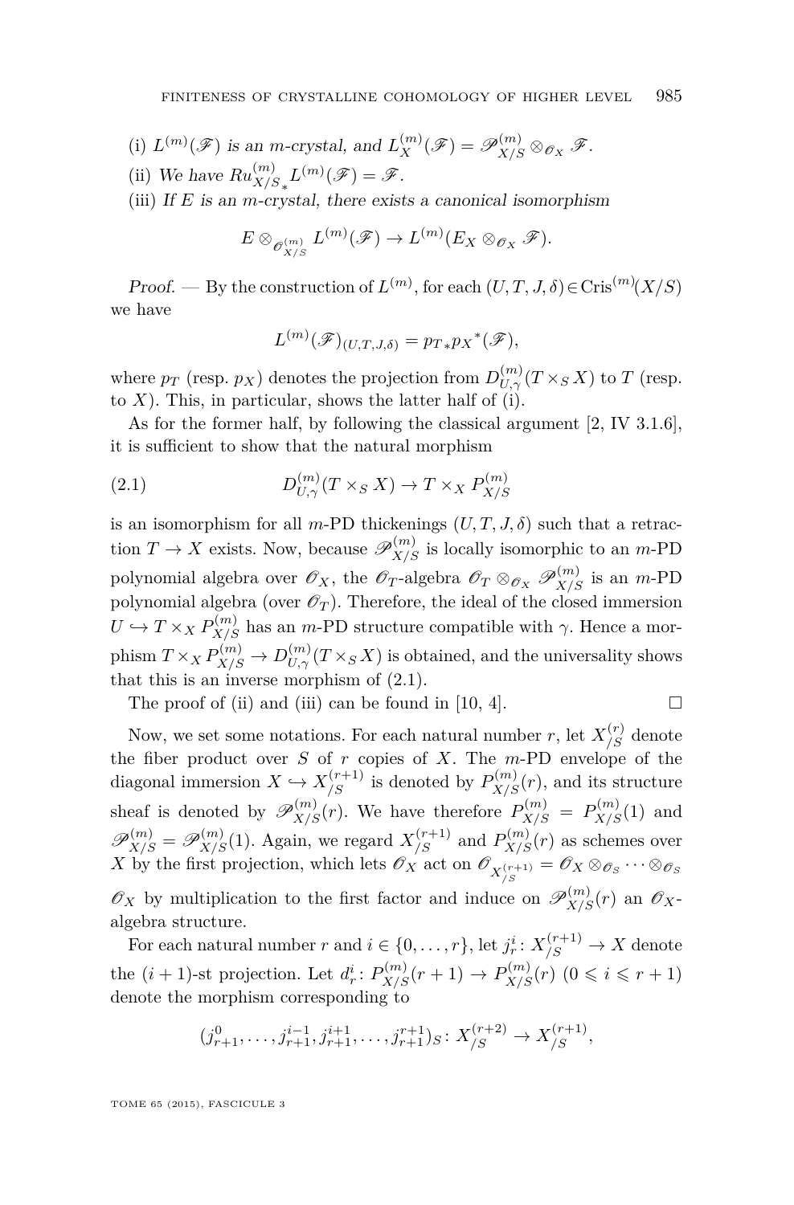(i) $L^{(m)}(\mathscr{F})$ *is an m-crystal, and* $L_X^{(m)}(\mathscr{F}) = \mathscr{P}_{X/S}^{(m)} \otimes_{\mathscr{O}_X} \mathscr{F}$.

(ii) *We have* $Ru_{X/S*}^{(m)} L^{(m)}(\mathscr{F}) = \mathscr{F}$.

(iii) *If E is an m-crystal, there exists a canonical isomorphism*

$$E \otimes_{\mathscr{O}_{X/S}^{(m)}} L^{(m)}(\mathscr{F}) \to L^{(m)}(E_X \otimes_{\mathscr{O}_X} \mathscr{F}).$$

*Proof.* — By the construction of $L^{(m)}$, for each $(U, T, J, \delta) \in \mathrm{Cris}^{(m)}(X/S)$ we have

$$L^{(m)}(\mathscr{F})_{(U,T,J,\delta)} = p_{T*} {p_X}^*(\mathscr{F}),$$

where $p_T$ (resp. $p_X$) denotes the projection from $D_{U,\gamma}^{(m)}(T \times_S X)$ to $T$ (resp. to $X$). This, in particular, shows the latter half of (i).

As for the former half, by following the classical argument [2, IV 3.1.6], it is sufficient to show that the natural morphism

$$D_{U,\gamma}^{(m)}(T \times_S X) \to T \times_X P_{X/S}^{(m)} \tag{2.1}$$

is an isomorphism for all $m$-PD thickenings $(U, T, J, \delta)$ such that a retraction $T \to X$ exists. Now, because $\mathscr{P}_{X/S}^{(m)}$ is locally isomorphic to an $m$-PD polynomial algebra over $\mathscr{O}_X$, the $\mathscr{O}_T$-algebra $\mathscr{O}_T \otimes_{\mathscr{O}_X} \mathscr{P}_{X/S}^{(m)}$ is an $m$-PD polynomial algebra (over $\mathscr{O}_T$). Therefore, the ideal of the closed immersion $U \hookrightarrow T \times_X P_{X/S}^{(m)}$ has an $m$-PD structure compatible with $\gamma$. Hence a morphism $T \times_X P_{X/S}^{(m)} \to D_{U,\gamma}^{(m)}(T \times_S X)$ is obtained, and the universality shows that this is an inverse morphism of (2.1).

The proof of (ii) and (iii) can be found in [10, 4]. □

Now, we set some notations. For each natural number $r$, let $X_{/S}^{(r)}$ denote the fiber product over $S$ of $r$ copies of $X$. The $m$-PD envelope of the diagonal immersion $X \hookrightarrow X_{/S}^{(r+1)}$ is denoted by $P_{X/S}^{(m)}(r)$, and its structure sheaf is denoted by $\mathscr{P}_{X/S}^{(m)}(r)$. We have therefore $P_{X/S}^{(m)} = P_{X/S}^{(m)}(1)$ and $\mathscr{P}_{X/S}^{(m)} = \mathscr{P}_{X/S}^{(m)}(1)$. Again, we regard $X_{/S}^{(r+1)}$ and $P_{X/S}^{(m)}(r)$ as schemes over $X$ by the first projection, which lets $\mathscr{O}_X$ act on $\mathscr{O}_{X_{/S}^{(r+1)}} = \mathscr{O}_X \otimes_{\mathscr{O}_S} \cdots \otimes_{\mathscr{O}_S} \mathscr{O}_X$ by multiplication to the first factor and induce on $\mathscr{P}_{X/S}^{(m)}(r)$ an $\mathscr{O}_X$-algebra structure.

For each natural number $r$ and $i \in \{0, \ldots, r\}$, let $j_r^i \colon X_{/S}^{(r+1)} \to X$ denote the $(i+1)$-st projection. Let $d_r^i \colon P_{X/S}^{(m)}(r+1) \to P_{X/S}^{(m)}(r)$ $(0 \leqslant i \leqslant r+1)$ denote the morphism corresponding to

$$(j_{r+1}^0, \ldots, j_{r+1}^{i-1}, j_{r+1}^{i+1}, \ldots, j_{r+1}^{r+1})_S \colon X_{/S}^{(r+2)} \to X_{/S}^{(r+1)},$$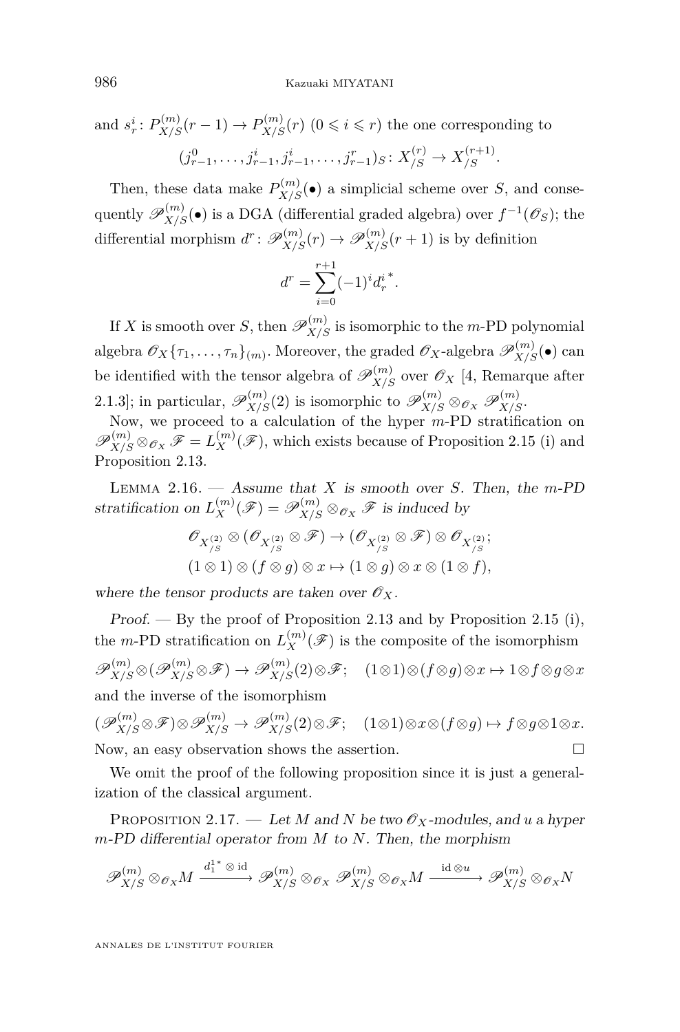and $s^i_r\colon P^{(m)}_{X/S}(r-1) \to P^{(m)}_{X/S}(r)$ $(0 \leqslant i \leqslant r)$ the one corresponding to

$$(j^0_{r-1}, \dots, j^i_{r-1}, j^i_{r-1}, \dots, j^r_{r-1})_S \colon X^{(r)}_{/S} \to X^{(r+1)}_{/S}.$$

Then, these data make $P^{(m)}_{X/S}(\bullet)$ a simplicial scheme over $S$, and consequently $\mathscr{P}^{(m)}_{X/S}(\bullet)$ is a DGA (differential graded algebra) over $f^{-1}(\mathscr{O}_S)$; the differential morphism $d^r\colon \mathscr{P}^{(m)}_{X/S}(r) \to \mathscr{P}^{(m)}_{X/S}(r+1)$ is by definition

$$d^r = \sum_{i=0}^{r+1} (-1)^i {d^i_r}^*.$$

If $X$ is smooth over $S$, then $\mathscr{P}^{(m)}_{X/S}$ is isomorphic to the $m$-PD polynomial algebra $\mathscr{O}_X\{\tau_1, \dots, \tau_n\}_{(m)}$. Moreover, the graded $\mathscr{O}_X$-algebra $\mathscr{P}^{(m)}_{X/S}(\bullet)$ can be identified with the tensor algebra of $\mathscr{P}^{(m)}_{X/S}$ over $\mathscr{O}_X$ [4, Remarque after 2.1.3]; in particular, $\mathscr{P}^{(m)}_{X/S}(2)$ is isomorphic to $\mathscr{P}^{(m)}_{X/S} \otimes_{\mathscr{O}_X} \mathscr{P}^{(m)}_{X/S}$.

Now, we proceed to a calculation of the hyper $m$-PD stratification on $\mathscr{P}^{(m)}_{X/S} \otimes_{\mathscr{O}_X} \mathscr{F} = L^{(m)}_X(\mathscr{F})$, which exists because of Proposition 2.15 (i) and Proposition 2.13.

Lemma 2.16. — *Assume that $X$ is smooth over $S$. Then, the $m$-PD stratification on $L^{(m)}_X(\mathscr{F}) = \mathscr{P}^{(m)}_{X/S} \otimes_{\mathscr{O}_X} \mathscr{F}$ is induced by*

$$\mathscr{O}_{X^{(2)}_{/S}} \otimes (\mathscr{O}_{X^{(2)}_{/S}} \otimes \mathscr{F}) \to (\mathscr{O}_{X^{(2)}_{/S}} \otimes \mathscr{F}) \otimes \mathscr{O}_{X^{(2)}_{/S}};$$
$$(1 \otimes 1) \otimes (f \otimes g) \otimes x \mapsto (1 \otimes g) \otimes x \otimes (1 \otimes f),$$

*where the tensor products are taken over $\mathscr{O}_X$.*

*Proof.* — By the proof of Proposition 2.13 and by Proposition 2.15 (i), the $m$-PD stratification on $L^{(m)}_X(\mathscr{F})$ is the composite of the isomorphism

$$\mathscr{P}^{(m)}_{X/S} \otimes (\mathscr{P}^{(m)}_{X/S} \otimes \mathscr{F}) \to \mathscr{P}^{(m)}_{X/S}(2) \otimes \mathscr{F}; \quad (1 \otimes 1) \otimes (f \otimes g) \otimes x \mapsto 1 \otimes f \otimes g \otimes x$$

and the inverse of the isomorphism

$$(\mathscr{P}^{(m)}_{X/S} \otimes \mathscr{F}) \otimes \mathscr{P}^{(m)}_{X/S} \to \mathscr{P}^{(m)}_{X/S}(2) \otimes \mathscr{F}; \quad (1 \otimes 1) \otimes x \otimes (f \otimes g) \mapsto f \otimes g \otimes 1 \otimes x.$$

Now, an easy observation shows the assertion. $\square$

We omit the proof of the following proposition since it is just a generalization of the classical argument.

Proposition 2.17. — *Let $M$ and $N$ be two $\mathscr{O}_X$-modules, and $u$ a hyper $m$-PD differential operator from $M$ to $N$. Then, the morphism*

$$\mathscr{P}^{(m)}_{X/S} \otimes_{\mathscr{O}_X} M \xrightarrow{{d^1_1}^* \otimes \mathrm{id}} \mathscr{P}^{(m)}_{X/S} \otimes_{\mathscr{O}_X} \mathscr{P}^{(m)}_{X/S} \otimes_{\mathscr{O}_X} M \xrightarrow{\mathrm{id} \otimes u} \mathscr{P}^{(m)}_{X/S} \otimes_{\mathscr{O}_X} N$$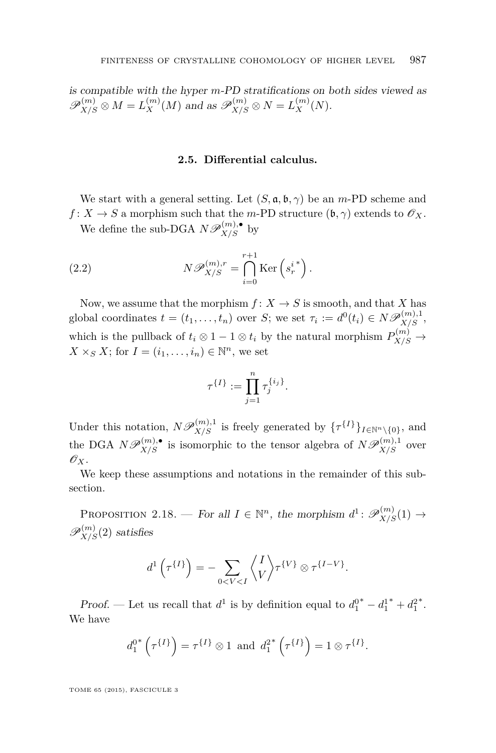*is compatible with the hyper m-PD stratifications on both sides viewed as* $\mathscr{P}^{(m)}_{X/S} \otimes M = L^{(m)}_X(M)$ *and as* $\mathscr{P}^{(m)}_{X/S} \otimes N = L^{(m)}_X(N)$.

### 2.5. Differential calculus.

We start with a general setting. Let $(S, \mathfrak{a}, \mathfrak{b}, \gamma)$ be an $m$-PD scheme and $f\colon X \to S$ a morphism such that the $m$-PD structure $(\mathfrak{b}, \gamma)$ extends to $\mathscr{O}_X$.

We define the sub-DGA $N\mathscr{P}^{(m),\bullet}_{X/S}$ by

$$N\mathscr{P}^{(m),r}_{X/S} = \bigcap_{i=0}^{r+1} \operatorname{Ker}\left(s_r^{i\,*}\right). \tag{2.2}$$

Now, we assume that the morphism $f\colon X \to S$ is smooth, and that $X$ has global coordinates $t = (t_1, \dots, t_n)$ over $S$; we set $\tau_i := d^0(t_i) \in N\mathscr{P}^{(m),1}_{X/S}$, which is the pullback of $t_i \otimes 1 - 1 \otimes t_i$ by the natural morphism $P^{(m)}_{X/S} \to X \times_S X$; for $I = (i_1, \dots, i_n) \in \mathbb{N}^n$, we set

$$\tau^{\{I\}} := \prod_{j=1}^{n} \tau_j^{\{i_j\}}.$$

Under this notation, $N\mathscr{P}^{(m),1}_{X/S}$ is freely generated by $\{\tau^{\{I\}}\}_{I \in \mathbb{N}^n \setminus \{0\}}$, and the DGA $N\mathscr{P}^{(m),\bullet}_{X/S}$ is isomorphic to the tensor algebra of $N\mathscr{P}^{(m),1}_{X/S}$ over $\mathscr{O}_X$.

We keep these assumptions and notations in the remainder of this subsection.

Proposition 2.18. — *For all* $I \in \mathbb{N}^n$, *the morphism* $d^1\colon \mathscr{P}^{(m)}_{X/S}(1) \to \mathscr{P}^{(m)}_{X/S}(2)$ *satisfies*

$$d^1\left(\tau^{\{I\}}\right) = -\sum_{0 < V < I} \left\langle {I \atop V} \right\rangle \tau^{\{V\}} \otimes \tau^{\{I-V\}}.$$

*Proof.* — Let us recall that $d^1$ is by definition equal to $d_1^{0\,*} - d_1^{1\,*} + d_1^{2\,*}$. We have

$$d_1^{0\,*}\left(\tau^{\{I\}}\right) = \tau^{\{I\}} \otimes 1 \ \text{ and } \ d_1^{2\,*}\left(\tau^{\{I\}}\right) = 1 \otimes \tau^{\{I\}}.$$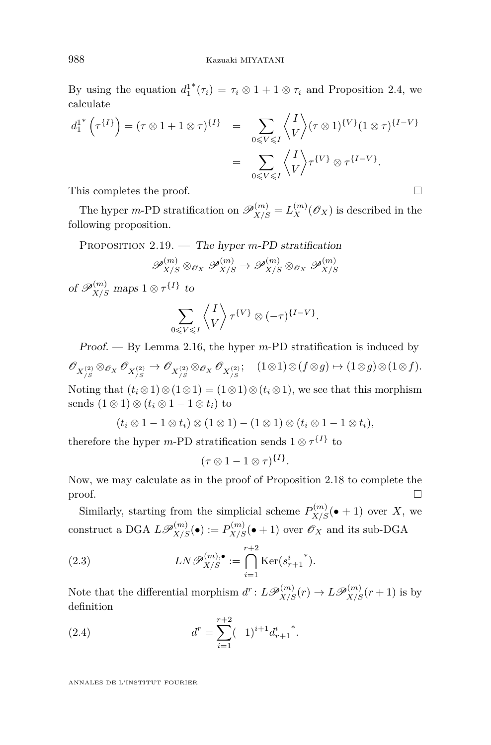By using the equation ${d_1^1}^*(\tau_i) = \tau_i \otimes 1 + 1 \otimes \tau_i$ and Proposition 2.4, we calculate

$$
\begin{aligned}
{d_1^1}^*\left(\tau^{\{I\}}\right) = (\tau \otimes 1 + 1 \otimes \tau)^{\{I\}} &= \sum_{0 \leqslant V \leqslant I} \left\langle \begin{matrix} I \\ V \end{matrix} \right\rangle (\tau \otimes 1)^{\{V\}} (1 \otimes \tau)^{\{I-V\}} \\
&= \sum_{0 \leqslant V \leqslant I} \left\langle \begin{matrix} I \\ V \end{matrix} \right\rangle \tau^{\{V\}} \otimes \tau^{\{I-V\}}.
\end{aligned}
$$

This completes the proof. $\square$

The hyper $m$-PD stratification on $\mathscr{P}^{(m)}_{X/S} = L^{(m)}_X(\mathscr{O}_X)$ is described in the following proposition.

Proposition 2.19. — *The hyper $m$-PD stratification*

$$\mathscr{P}^{(m)}_{X/S} \otimes_{\mathscr{O}_X} \mathscr{P}^{(m)}_{X/S} \to \mathscr{P}^{(m)}_{X/S} \otimes_{\mathscr{O}_X} \mathscr{P}^{(m)}_{X/S}$$

*of $\mathscr{P}^{(m)}_{X/S}$ maps $1 \otimes \tau^{\{I\}}$ to*

$$\sum_{0 \leqslant V \leqslant I} \left\langle \begin{matrix} I \\ V \end{matrix} \right\rangle \tau^{\{V\}} \otimes (-\tau)^{\{I-V\}}.$$

*Proof.* — By Lemma 2.16, the hyper $m$-PD stratification is induced by

$$\mathscr{O}_{X^{(2)}_{/S}} \otimes_{\mathscr{O}_X} \mathscr{O}_{X^{(2)}_{/S}} \to \mathscr{O}_{X^{(2)}_{/S}} \otimes_{\mathscr{O}_X} \mathscr{O}_{X^{(2)}_{/S}}; \quad (1 \otimes 1) \otimes (f \otimes g) \mapsto (1 \otimes g) \otimes (1 \otimes f).$$

Noting that $(t_i \otimes 1) \otimes (1 \otimes 1) = (1 \otimes 1) \otimes (t_i \otimes 1)$, we see that this morphism sends $(1 \otimes 1) \otimes (t_i \otimes 1 - 1 \otimes t_i)$ to

$$(t_i \otimes 1 - 1 \otimes t_i) \otimes (1 \otimes 1) - (1 \otimes 1) \otimes (t_i \otimes 1 - 1 \otimes t_i),$$

therefore the hyper $m$-PD stratification sends $1 \otimes \tau^{\{I\}}$ to

$$(\tau \otimes 1 - 1 \otimes \tau)^{\{I\}}.$$

Now, we may calculate as in the proof of Proposition 2.18 to complete the proof. $\square$

Similarly, starting from the simplicial scheme $P^{(m)}_{X/S}(\bullet + 1)$ over $X$, we construct a DGA $L\mathscr{P}^{(m)}_{X/S}(\bullet) := P^{(m)}_{X/S}(\bullet + 1)$ over $\mathscr{O}_X$ and its sub-DGA

$$LN\mathscr{P}^{(m),\bullet}_{X/S} := \bigcap_{i=1}^{r+2} \operatorname{Ker}({s^i_{r+1}}^*). \tag{2.3}$$

Note that the differential morphism $d^r \colon L\mathscr{P}^{(m)}_{X/S}(r) \to L\mathscr{P}^{(m)}_{X/S}(r+1)$ is by definition

$$d^r = \sum_{i=1}^{r+2} (-1)^{i+1} {d^i_{r+1}}^*. \tag{2.4}$$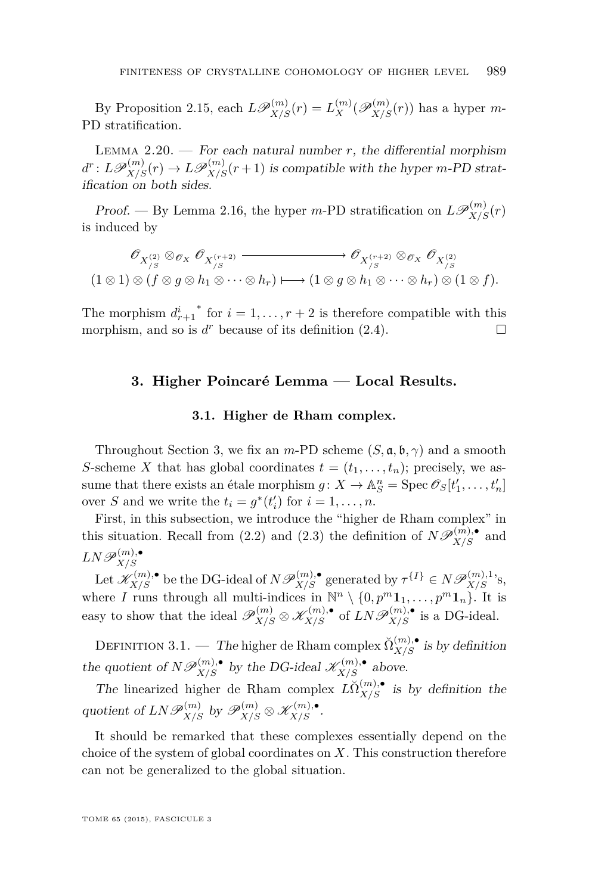By Proposition 2.15, each $L\mathscr{P}^{(m)}_{X/S}(r) = L^{(m)}_X(\mathscr{P}^{(m)}_{X/S}(r))$ has a hyper $m$-PD stratification.

Lemma 2.20. — *For each natural number $r$, the differential morphism $d^r\colon L\mathscr{P}^{(m)}_{X/S}(r) \to L\mathscr{P}^{(m)}_{X/S}(r+1)$ is compatible with the hyper $m$-PD stratification on both sides.*

*Proof.* — By Lemma 2.16, the hyper $m$-PD stratification on $L\mathscr{P}^{(m)}_{X/S}(r)$ is induced by

$$\begin{array}{ccc} \mathscr{O}_{X^{(2)}_{/S}} \otimes_{\mathscr{O}_X} \mathscr{O}_{X^{(r+2)}_{/S}} & \longrightarrow & \mathscr{O}_{X^{(r+2)}_{/S}} \otimes_{\mathscr{O}_X} \mathscr{O}_{X^{(2)}_{/S}} \\ (1\otimes 1)\otimes(f\otimes g\otimes h_1\otimes\cdots\otimes h_r) & \longmapsto & (1\otimes g\otimes h_1\otimes\cdots\otimes h_r)\otimes(1\otimes f). \end{array}$$

The morphism ${d^i_{r+1}}^*$ for $i = 1, \ldots, r+2$ is therefore compatible with this morphism, and so is $d^r$ because of its definition (2.4). □

## 3. Higher Poincaré Lemma — Local Results.

### 3.1. Higher de Rham complex.

Throughout Section 3, we fix an $m$-PD scheme $(S, \mathfrak{a}, \mathfrak{b}, \gamma)$ and a smooth $S$-scheme $X$ that has global coordinates $t = (t_1, \ldots, t_n)$; precisely, we assume that there exists an étale morphism $g\colon X \to \mathbb{A}^n_S = \operatorname{Spec} \mathscr{O}_S[t'_1, \ldots, t'_n]$ over $S$ and we write the $t_i = g^*(t'_i)$ for $i = 1, \ldots, n$.

First, in this subsection, we introduce the "higher de Rham complex" in this situation. Recall from (2.2) and (2.3) the definition of $N\mathscr{P}^{(m),\bullet}_{X/S}$ and $LN\mathscr{P}^{(m),\bullet}_{X/S}$.

Let $\mathscr{K}^{(m),\bullet}_{X/S}$ be the DG-ideal of $N\mathscr{P}^{(m),\bullet}_{X/S}$ generated by $\tau^{\{I\}} \in N\mathscr{P}^{(m),1}_{X/S}$'s, where $I$ runs through all multi-indices in $\mathbb{N}^n \setminus \{0, p^m\mathbf{1}_1, \ldots, p^m\mathbf{1}_n\}$. It is easy to show that the ideal $\mathscr{P}^{(m)}_{X/S} \otimes \mathscr{K}^{(m),\bullet}_{X/S}$ of $LN\mathscr{P}^{(m),\bullet}_{X/S}$ is a DG-ideal.

Definition 3.1. — *The* higher de Rham complex $\breve{\Omega}^{(m),\bullet}_{X/S}$ *is by definition the quotient of $N\mathscr{P}^{(m),\bullet}_{X/S}$ by the DG-ideal $\mathscr{K}^{(m),\bullet}_{X/S}$ above.*

*The* linearized higher de Rham complex $L\breve{\Omega}^{(m),\bullet}_{X/S}$ *is by definition the quotient of $LN\mathscr{P}^{(m)}_{X/S}$ by $\mathscr{P}^{(m)}_{X/S} \otimes \mathscr{K}^{(m),\bullet}_{X/S}$.*

It should be remarked that these complexes essentially depend on the choice of the system of global coordinates on $X$. This construction therefore can not be generalized to the global situation.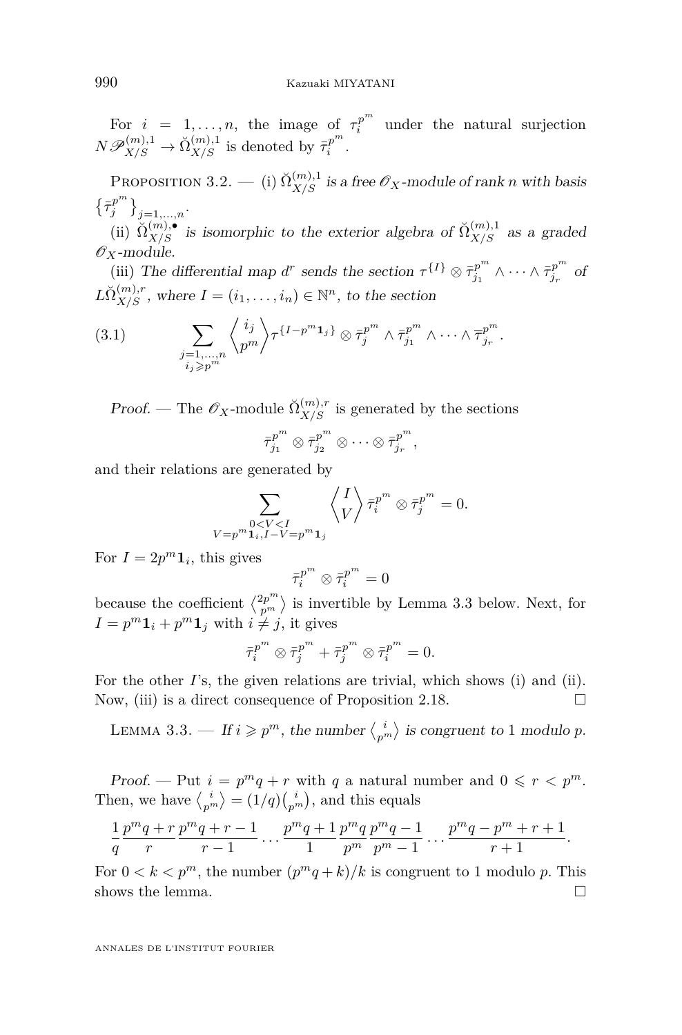For $i = 1, \ldots, n$, the image of $\tau_i^{p^m}$ under the natural surjection $N\mathscr{P}_{X/S}^{(m),1} \to \breve{\Omega}_{X/S}^{(m),1}$ is denoted by $\bar{\tau}_i^{p^m}$.

Proposition 3.2. — (i) *$\breve{\Omega}_{X/S}^{(m),1}$ is a free $\mathscr{O}_X$-module of rank $n$ with basis $\{\bar{\tau}_j^{p^m}\}_{j=1,\ldots,n}$.*

(ii) *$\breve{\Omega}_{X/S}^{(m),\bullet}$ is isomorphic to the exterior algebra of $\breve{\Omega}_{X/S}^{(m),1}$ as a graded $\mathscr{O}_X$-module.*

(iii) *The differential map $d^r$ sends the section $\tau^{\{I\}} \otimes \bar{\tau}_{j_1}^{p^m} \wedge \cdots \wedge \bar{\tau}_{j_r}^{p^m}$ of $L\breve{\Omega}_{X/S}^{(m),r}$, where $I = (i_1, \ldots, i_n) \in \mathbb{N}^n$, to the section*

$$\sum_{\substack{j=1,\ldots,n \\ i_j \geqslant p^m}} \left\langle \begin{matrix} i_j \\ p^m \end{matrix} \right\rangle \tau^{\{I - p^m \mathbf{1}_j\}} \otimes \bar{\tau}_j^{p^m} \wedge \bar{\tau}_{j_1}^{p^m} \wedge \cdots \wedge \bar{\tau}_{j_r}^{p^m}. \tag{3.1}$$

*Proof.* — The $\mathscr{O}_X$-module $\breve{\Omega}_{X/S}^{(m),r}$ is generated by the sections

$$\bar{\tau}_{j_1}^{p^m} \otimes \bar{\tau}_{j_2}^{p^m} \otimes \cdots \otimes \bar{\tau}_{j_r}^{p^m},$$

and their relations are generated by

$$\sum_{\substack{0<V<I \\ V=p^m\mathbf{1}_i, I-V=p^m\mathbf{1}_j}} \left\langle \begin{matrix} I \\ V \end{matrix} \right\rangle \bar{\tau}_i^{p^m} \otimes \bar{\tau}_j^{p^m} = 0.$$

For $I = 2p^m \mathbf{1}_i$, this gives

$$\bar{\tau}_i^{p^m} \otimes \bar{\tau}_i^{p^m} = 0$$

because the coefficient $\left\langle \begin{smallmatrix} 2p^m \\ p^m \end{smallmatrix} \right\rangle$ is invertible by Lemma 3.3 below. Next, for $I = p^m\mathbf{1}_i + p^m\mathbf{1}_j$ with $i \neq j$, it gives

$$\bar{\tau}_i^{p^m} \otimes \bar{\tau}_j^{p^m} + \bar{\tau}_j^{p^m} \otimes \bar{\tau}_i^{p^m} = 0.$$

For the other $I$'s, the given relations are trivial, which shows (i) and (ii). Now, (iii) is a direct consequence of Proposition 2.18. □

Lemma 3.3. — *If $i \geqslant p^m$, the number $\left\langle \begin{smallmatrix} i \\ p^m \end{smallmatrix} \right\rangle$ is congruent to $1$ modulo $p$.*

*Proof.* — Put $i = p^m q + r$ with $q$ a natural number and $0 \leqslant r < p^m$. Then, we have $\left\langle \begin{smallmatrix} i \\ p^m \end{smallmatrix} \right\rangle = (1/q)\binom{i}{p^m}$, and this equals

$$\frac{1}{q} \frac{p^m q + r}{r} \frac{p^m q + r - 1}{r - 1} \cdots \frac{p^m q + 1}{1} \frac{p^m q}{p^m} \frac{p^m q - 1}{p^m - 1} \cdots \frac{p^m q - p^m + r + 1}{r + 1}.$$

For $0 < k < p^m$, the number $(p^m q + k)/k$ is congruent to $1$ modulo $p$. This shows the lemma. □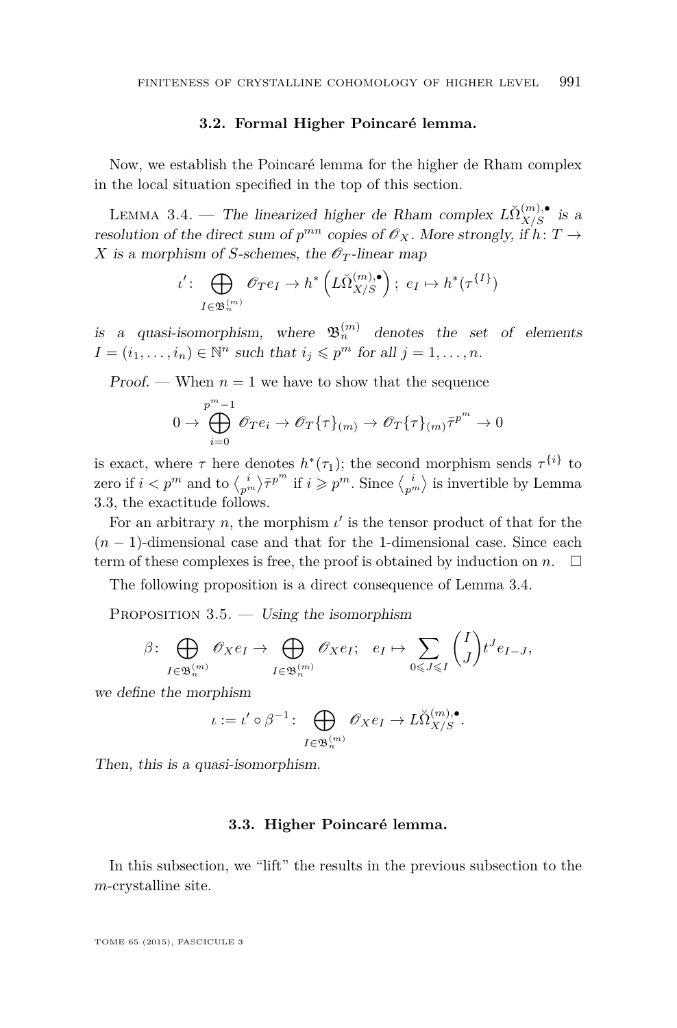### 3.2. Formal Higher Poincaré lemma.

Now, we establish the Poincaré lemma for the higher de Rham complex in the local situation specified in the top of this section.

Lemma 3.4. — *The linearized higher de Rham complex $L\breve{\Omega}^{(m),\bullet}_{X/S}$ is a resolution of the direct sum of $p^{mn}$ copies of $\mathscr{O}_X$. More strongly, if $h\colon T \to X$ is a morphism of $S$-schemes, the $\mathscr{O}_T$-linear map*

$$\iota'\colon \bigoplus_{I\in\mathfrak{B}^{(m)}_n} \mathscr{O}_T e_I \to h^*\left(L\breve{\Omega}^{(m),\bullet}_{X/S}\right);\ e_I \mapsto h^*(\tau^{\{I\}})$$

*is a quasi-isomorphism, where $\mathfrak{B}^{(m)}_n$ denotes the set of elements $I = (i_1,\dots,i_n) \in \mathbb{N}^n$ such that $i_j \leqslant p^m$ for all $j = 1,\dots,n$.*

*Proof.* — When $n = 1$ we have to show that the sequence

$$0 \to \bigoplus_{i=0}^{p^m-1} \mathscr{O}_T e_i \to \mathscr{O}_T\{\tau\}_{(m)} \to \mathscr{O}_T\{\tau\}_{(m)}\bar{\tau}^{p^m} \to 0$$

is exact, where $\tau$ here denotes $h^*(\tau_1)$; the second morphism sends $\tau^{\{i\}}$ to zero if $i < p^m$ and to $\left\langle {i \atop p^m} \right\rangle \bar{\tau}^{p^m}$ if $i \geqslant p^m$. Since $\left\langle {i \atop p^m} \right\rangle$ is invertible by Lemma 3.3, the exactitude follows.

For an arbitrary $n$, the morphism $\iota'$ is the tensor product of that for the $(n-1)$-dimensional case and that for the 1-dimensional case. Since each term of these complexes is free, the proof is obtained by induction on $n$. $\square$

The following proposition is a direct consequence of Lemma 3.4.

Proposition 3.5. — *Using the isomorphism*

$$\beta\colon \bigoplus_{I\in\mathfrak{B}^{(m)}_n} \mathscr{O}_X e_I \to \bigoplus_{I\in\mathfrak{B}^{(m)}_n} \mathscr{O}_X e_I;\quad e_I \mapsto \sum_{0\leqslant J\leqslant I} \binom{I}{J} t^J e_{I-J},$$

*we define the morphism*

$$\iota := \iota' \circ \beta^{-1}\colon \bigoplus_{I\in\mathfrak{B}^{(m)}_n} \mathscr{O}_X e_I \to L\breve{\Omega}^{(m),\bullet}_{X/S}.$$

*Then, this is a quasi-isomorphism.*

### 3.3. Higher Poincaré lemma.

In this subsection, we "lift" the results in the previous subsection to the $m$-crystalline site.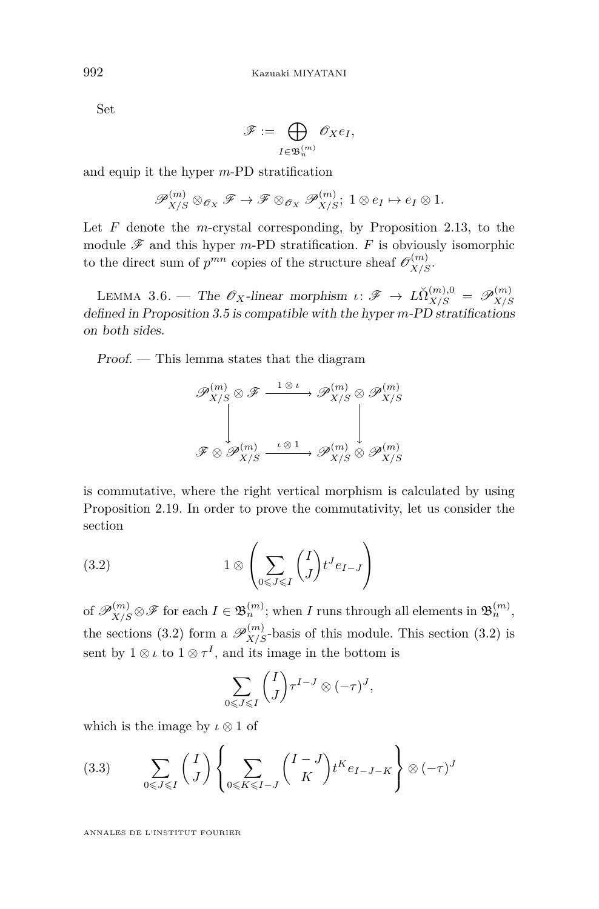Set

$$\mathscr{F} := \bigoplus_{I \in \mathfrak{B}_n^{(m)}} \mathscr{O}_X e_I,$$

and equip it the hyper $m$-PD stratification

$$\mathscr{P}_{X/S}^{(m)} \otimes_{\mathscr{O}_X} \mathscr{F} \to \mathscr{F} \otimes_{\mathscr{O}_X} \mathscr{P}_{X/S}^{(m)};\ 1 \otimes e_I \mapsto e_I \otimes 1.$$

Let $F$ denote the $m$-crystal corresponding, by Proposition 2.13, to the module $\mathscr{F}$ and this hyper $m$-PD stratification. $F$ is obviously isomorphic to the direct sum of $p^{mn}$ copies of the structure sheaf $\mathscr{O}_{X/S}^{(m)}$.

Lemma 3.6. — *The $\mathscr{O}_X$-linear morphism $\iota\colon \mathscr{F} \to L\breve{\Omega}_{X/S}^{(m),0} = \mathscr{P}_{X/S}^{(m)}$ defined in Proposition 3.5 is compatible with the hyper $m$-PD stratifications on both sides.*

*Proof.* — This lemma states that the diagram

$$\begin{array}{ccc}
\mathscr{P}_{X/S}^{(m)} \otimes \mathscr{F} & \xrightarrow{1 \otimes \iota} & \mathscr{P}_{X/S}^{(m)} \otimes \mathscr{P}_{X/S}^{(m)} \\
\big\downarrow & & \big\downarrow \\
\mathscr{F} \otimes \mathscr{P}_{X/S}^{(m)} & \xrightarrow{\iota \otimes 1} & \mathscr{P}_{X/S}^{(m)} \otimes \mathscr{P}_{X/S}^{(m)}
\end{array}$$

is commutative, where the right vertical morphism is calculated by using Proposition 2.19. In order to prove the commutativity, let us consider the section

$$1 \otimes \left( \sum_{0 \leqslant J \leqslant I} \binom{I}{J} t^J e_{I-J} \right) \tag{3.2}$$

of $\mathscr{P}_{X/S}^{(m)} \otimes \mathscr{F}$ for each $I \in \mathfrak{B}_n^{(m)}$; when $I$ runs through all elements in $\mathfrak{B}_n^{(m)}$, the sections (3.2) form a $\mathscr{P}_{X/S}^{(m)}$-basis of this module. This section (3.2) is sent by $1 \otimes \iota$ to $1 \otimes \tau^I$, and its image in the bottom is

$$\sum_{0 \leqslant J \leqslant I} \binom{I}{J} \tau^{I-J} \otimes (-\tau)^J,$$

which is the image by $\iota \otimes 1$ of

$$\sum_{0 \leqslant J \leqslant I} \binom{I}{J} \left\{ \sum_{0 \leqslant K \leqslant I-J} \binom{I-J}{K} t^K e_{I-J-K} \right\} \otimes (-\tau)^J \tag{3.3}$$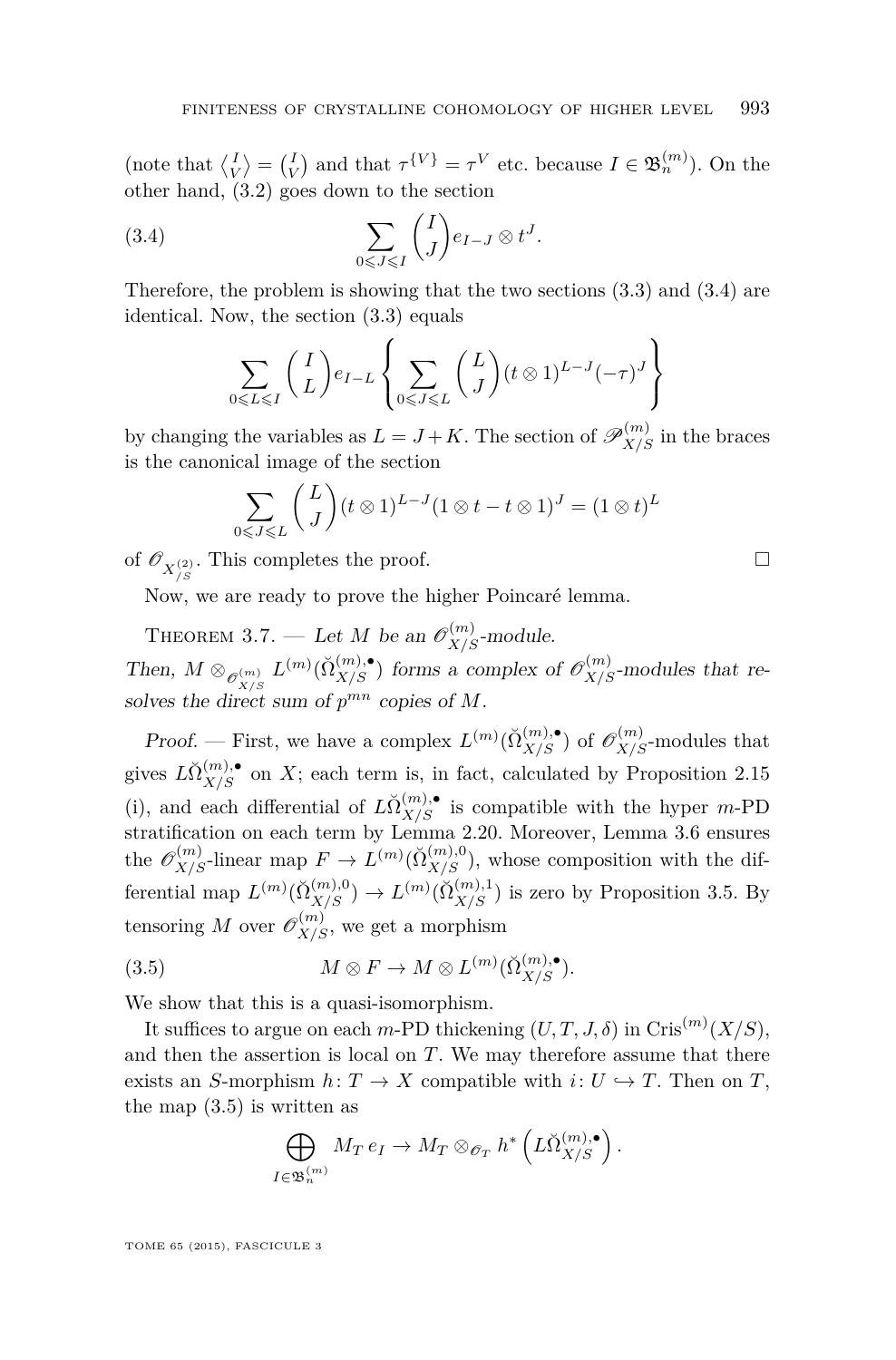(note that $\left\langle {I \atop V} \right\rangle = \binom{I}{V}$ and that $\tau^{\{V\}} = \tau^V$ etc. because $I \in \mathfrak{B}_n^{(m)}$). On the other hand, (3.2) goes down to the section

$$\sum_{0 \leqslant J \leqslant I} \binom{I}{J} e_{I-J} \otimes t^J. \tag{3.4}$$

Therefore, the problem is showing that the two sections (3.3) and (3.4) are identical. Now, the section (3.3) equals

$$\sum_{0 \leqslant L \leqslant I} \binom{I}{L} e_{I-L} \left\{ \sum_{0 \leqslant J \leqslant L} \binom{L}{J} (t \otimes 1)^{L-J} (-\tau)^J \right\}$$

by changing the variables as $L = J + K$. The section of $\mathscr{P}^{(m)}_{X/S}$ in the braces is the canonical image of the section

$$\sum_{0 \leqslant J \leqslant L} \binom{L}{J} (t \otimes 1)^{L-J} (1 \otimes t - t \otimes 1)^J = (1 \otimes t)^L$$

of $\mathscr{O}_{X^{(2)}_{/S}}$. This completes the proof. □

Now, we are ready to prove the higher Poincaré lemma.

*Theorem 3.7.* — *Let $M$ be an $\mathscr{O}^{(m)}_{X/S}$-module.*
*Then, $M \otimes_{\mathscr{O}^{(m)}_{X/S}} L^{(m)}(\check{\Omega}^{(m),\bullet}_{X/S})$ forms a complex of $\mathscr{O}^{(m)}_{X/S}$-modules that resolves the direct sum of $p^{mn}$ copies of $M$.*

*Proof.* — First, we have a complex $L^{(m)}(\check{\Omega}^{(m),\bullet}_{X/S})$ of $\mathscr{O}^{(m)}_{X/S}$-modules that gives $L\check{\Omega}^{(m),\bullet}_{X/S}$ on $X$; each term is, in fact, calculated by Proposition 2.15 (i), and each differential of $L\check{\Omega}^{(m),\bullet}_{X/S}$ is compatible with the hyper $m$-PD stratification on each term by Lemma 2.20. Moreover, Lemma 3.6 ensures the $\mathscr{O}^{(m)}_{X/S}$-linear map $F \to L^{(m)}(\check{\Omega}^{(m),0}_{X/S})$, whose composition with the differential map $L^{(m)}(\check{\Omega}^{(m),0}_{X/S}) \to L^{(m)}(\check{\Omega}^{(m),1}_{X/S})$ is zero by Proposition 3.5. By tensoring $M$ over $\mathscr{O}^{(m)}_{X/S}$, we get a morphism

$$M \otimes F \to M \otimes L^{(m)}(\check{\Omega}^{(m),\bullet}_{X/S}). \tag{3.5}$$

We show that this is a quasi-isomorphism.

It suffices to argue on each $m$-PD thickening $(U, T, J, \delta)$ in $\mathrm{Cris}^{(m)}(X/S)$, and then the assertion is local on $T$. We may therefore assume that there exists an $S$-morphism $h \colon T \to X$ compatible with $i \colon U \hookrightarrow T$. Then on $T$, the map (3.5) is written as

$$\bigoplus_{I \in \mathfrak{B}^{(m)}_n} M_T \, e_I \to M_T \otimes_{\mathscr{O}_T} h^* \left( L\check{\Omega}^{(m),\bullet}_{X/S} \right).$$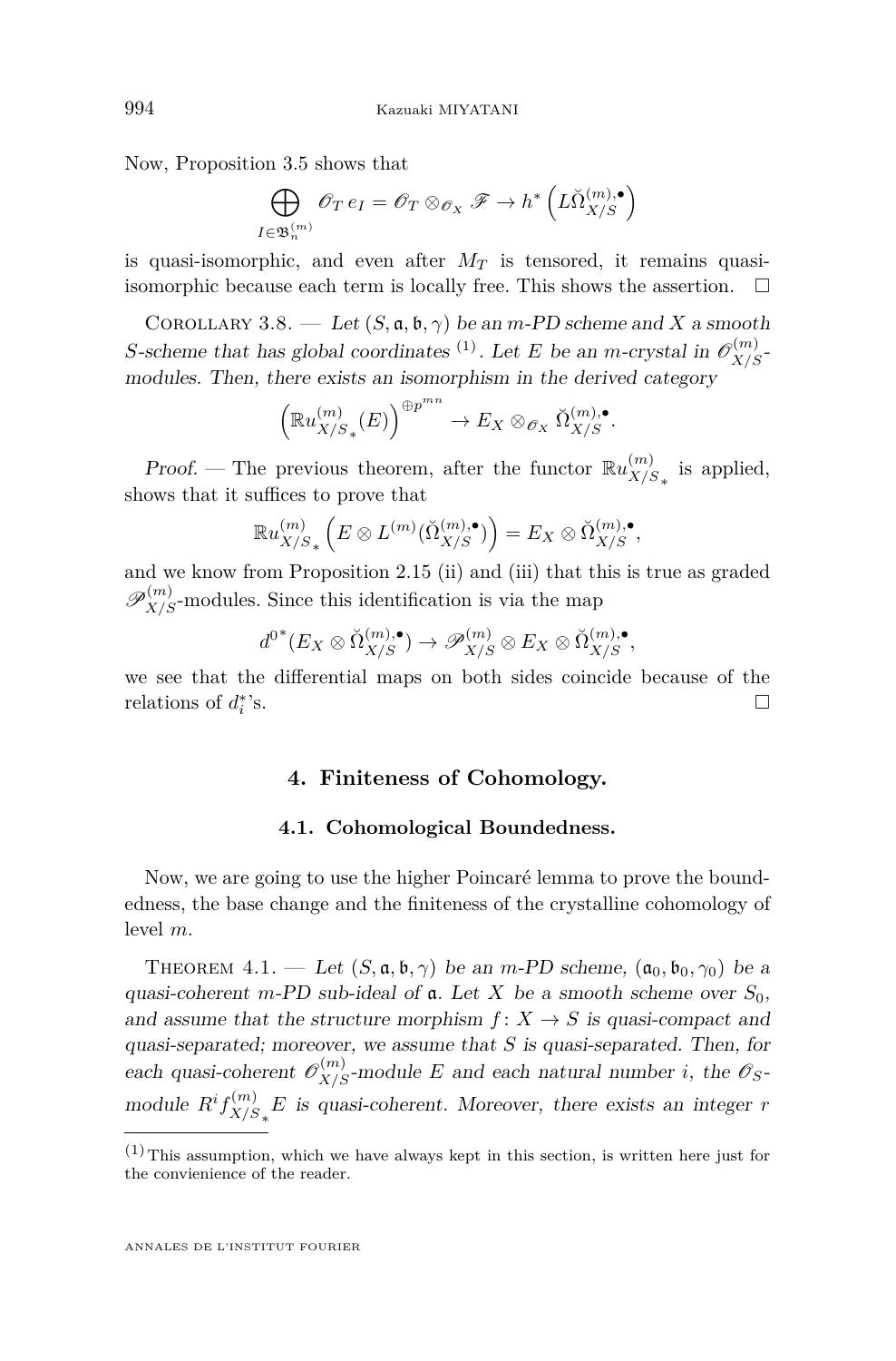Now, Proposition 3.5 shows that

$$\bigoplus_{I\in\mathfrak{B}_n^{(m)}} \mathscr{O}_T\, e_I = \mathscr{O}_T \otimes_{\mathscr{O}_X} \mathscr{F} \to h^*\left(L\check{\Omega}_{X/S}^{(m),\bullet}\right)$$

is quasi-isomorphic, and even after $M_T$ is tensored, it remains quasi-isomorphic because each term is locally free. This shows the assertion. $\square$

Corollary 3.8. — *Let $(S,\mathfrak{a},\mathfrak{b},\gamma)$ be an $m$-PD scheme and $X$ a smooth $S$-scheme that has global coordinates* [1]*. Let $E$ be an $m$-crystal in $\mathscr{O}_{X/S}^{(m)}$-modules. Then, there exists an isomorphism in the derived category*

$$\left(\mathbb{R}u_{X/S_*}^{(m)}(E)\right)^{\oplus p^{mn}} \to E_X \otimes_{\mathscr{O}_X} \check{\Omega}_{X/S}^{(m),\bullet}.$$

*Proof.* — The previous theorem, after the functor $\mathbb{R}u_{X/S_*}^{(m)}$ is applied, shows that it suffices to prove that

$$\mathbb{R}u_{X/S_*}^{(m)}\left(E\otimes L^{(m)}(\check{\Omega}_{X/S}^{(m),\bullet})\right) = E_X\otimes\check{\Omega}_{X/S}^{(m),\bullet},$$

and we know from Proposition 2.15 (ii) and (iii) that this is true as graded $\mathscr{P}_{X/S}^{(m)}$-modules. Since this identification is via the map

$$d^{0*}(E_X\otimes\check{\Omega}_{X/S}^{(m),\bullet}) \to \mathscr{P}_{X/S}^{(m)}\otimes E_X\otimes\check{\Omega}_{X/S}^{(m),\bullet},$$

we see that the differential maps on both sides coincide because of the relations of $d_i^*$'s. $\square$

## 4. Finiteness of Cohomology.

### 4.1. Cohomological Boundedness.

Now, we are going to use the higher Poincaré lemma to prove the boundedness, the base change and the finiteness of the crystalline cohomology of level $m$.

Theorem 4.1. — *Let $(S,\mathfrak{a},\mathfrak{b},\gamma)$ be an $m$-PD scheme, $(\mathfrak{a}_0,\mathfrak{b}_0,\gamma_0)$ be a quasi-coherent $m$-PD sub-ideal of $\mathfrak{a}$. Let $X$ be a smooth scheme over $S_0$, and assume that the structure morphism $f\colon X\to S$ is quasi-compact and quasi-separated; moreover, we assume that $S$ is quasi-separated. Then, for each quasi-coherent $\mathscr{O}_{X/S}^{(m)}$-module $E$ and each natural number $i$, the $\mathscr{O}_S$-module $R^if_{X/S_*}^{(m)}E$ is quasi-coherent. Moreover, there exists an integer $r$*

[1] This assumption, which we have always kept in this section, is written here just for the convienience of the reader.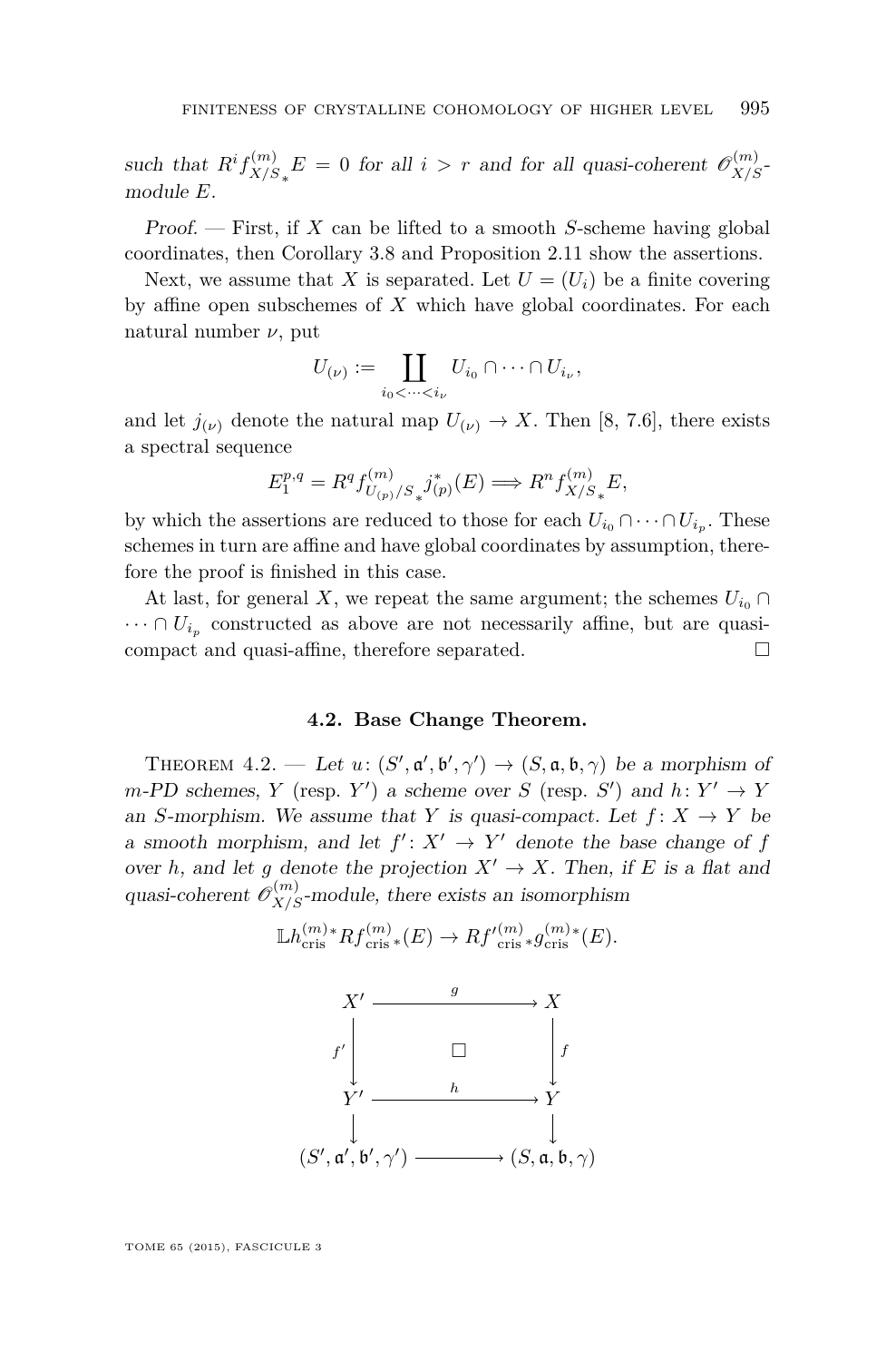*such that $R^i f^{(m)}_{X/S_*} E = 0$ for all $i > r$ and for all quasi-coherent $\mathscr{O}^{(m)}_{X/S}$-module $E$.*

*Proof.* — First, if $X$ can be lifted to a smooth $S$-scheme having global coordinates, then Corollary 3.8 and Proposition 2.11 show the assertions.

Next, we assume that $X$ is separated. Let $U = (U_i)$ be a finite covering by affine open subschemes of $X$ which have global coordinates. For each natural number $\nu$, put

$$U_{(\nu)} := \coprod_{i_0 < \cdots < i_\nu} U_{i_0} \cap \cdots \cap U_{i_\nu},$$

and let $j_{(\nu)}$ denote the natural map $U_{(\nu)} \to X$. Then [8, 7.6], there exists a spectral sequence

$$E_1^{p,q} = R^q f^{(m)}_{U_{(p)}/S_*} j^*_{(p)}(E) \Longrightarrow R^n f^{(m)}_{X/S_*} E,$$

by which the assertions are reduced to those for each $U_{i_0} \cap \cdots \cap U_{i_p}$. These schemes in turn are affine and have global coordinates by assumption, therefore the proof is finished in this case.

At last, for general $X$, we repeat the same argument; the schemes $U_{i_0} \cap \cdots \cap U_{i_p}$ constructed as above are not necessarily affine, but are quasi-compact and quasi-affine, therefore separated. □

### 4.2. Base Change Theorem.

Theorem 4.2. — *Let $u\colon (S', \mathfrak{a}', \mathfrak{b}', \gamma') \to (S, \mathfrak{a}, \mathfrak{b}, \gamma)$ be a morphism of $m$-PD schemes, $Y$ (resp. $Y'$) a scheme over $S$ (resp. $S'$) and $h\colon Y' \to Y$ an $S$-morphism. We assume that $Y$ is quasi-compact. Let $f\colon X \to Y$ be a smooth morphism, and let $f'\colon X' \to Y'$ denote the base change of $f$ over $h$, and let $g$ denote the projection $X' \to X$. Then, if $E$ is a flat and quasi-coherent $\mathscr{O}^{(m)}_{X/S}$-module, there exists an isomorphism*

$$\mathbb{L}h^{(m)*}_{\mathrm{cris}} Rf^{(m)}_{\mathrm{cris}\,*}(E) \to Rf'^{(m)}_{\mathrm{cris}\,*} g^{(m)*}_{\mathrm{cris}}(E).$$

$$\begin{array}{ccc}
X' & \xrightarrow{\quad g \quad} & X \\
{\scriptstyle f'}\downarrow & \square & \downarrow{\scriptstyle f} \\
Y' & \xrightarrow{\quad h \quad} & Y \\
\downarrow & & \downarrow \\
(S', \mathfrak{a}', \mathfrak{b}', \gamma') & \longrightarrow & (S, \mathfrak{a}, \mathfrak{b}, \gamma)
\end{array}$$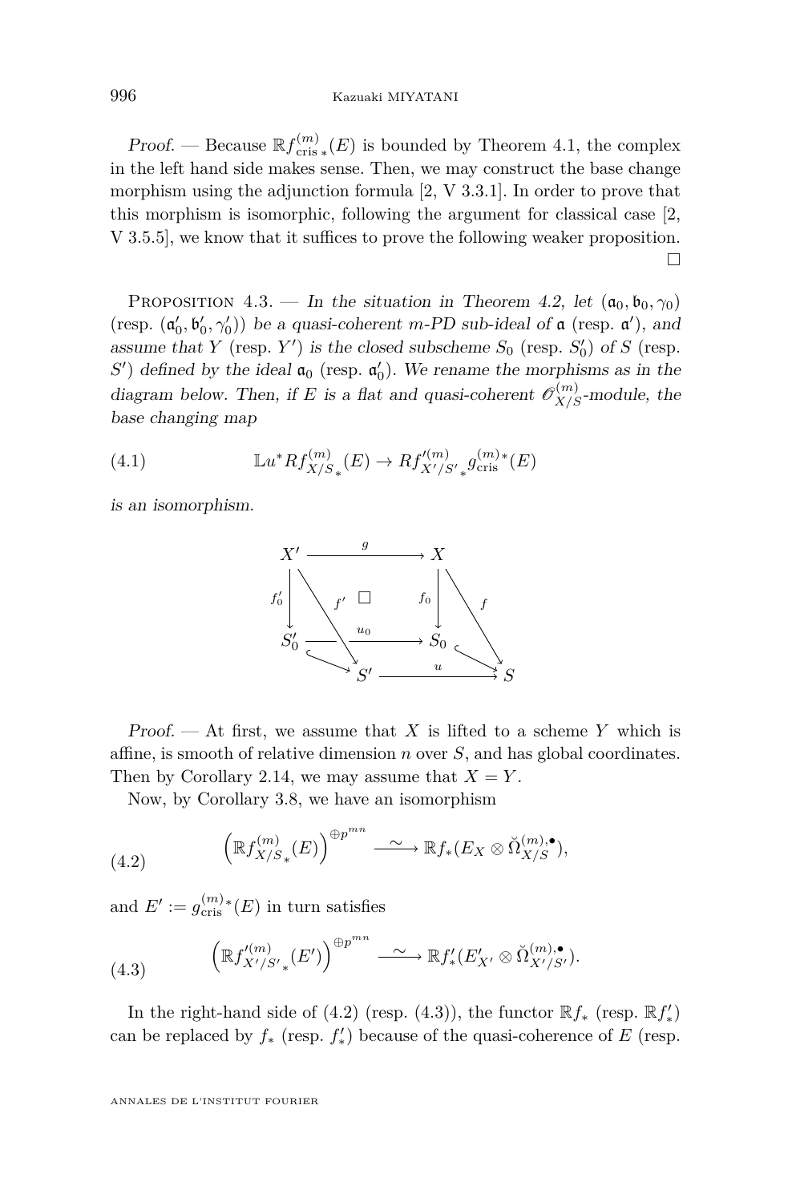*Proof.* — Because $\mathbb{R}f^{(m)}_{\mathrm{cris}\,*}(E)$ is bounded by Theorem 4.1, the complex in the left hand side makes sense. Then, we may construct the base change morphism using the adjunction formula [2, V 3.3.1]. In order to prove that this morphism is isomorphic, following the argument for classical case [2, V 3.5.5], we know that it suffices to prove the following weaker proposition. □

Proposition 4.3. — *In the situation in Theorem 4.2, let* $(\mathfrak{a}_0, \mathfrak{b}_0, \gamma_0)$ *(resp.* $(\mathfrak{a}'_0, \mathfrak{b}'_0, \gamma'_0)$*) be a quasi-coherent m-PD sub-ideal of* $\mathfrak{a}$ *(resp.* $\mathfrak{a}'$*), and assume that* $Y$ *(resp.* $Y'$*) is the closed subscheme* $S_0$ *(resp.* $S'_0$*) of* $S$ *(resp.* $S'$*) defined by the ideal* $\mathfrak{a}_0$ *(resp.* $\mathfrak{a}'_0$*). We rename the morphisms as in the diagram below. Then, if* $E$ *is a flat and quasi-coherent* $\mathscr{O}^{(m)}_{X/S}$*-module, the base changing map*

$$\mathbb{L}u^* Rf^{(m)}_{X/S\,*}(E) \to Rf'^{(m)}_{X'/S'\,*} g^{(m)*}_{\mathrm{cris}}(E) \tag{4.1}$$

*is an isomorphism.*

$$\begin{array}{ccc} X' & \xrightarrow{\;g\;} & X \\ {\scriptstyle f'_0}\downarrow & \square & \downarrow{\scriptstyle f_0} \\ S'_0 & \xrightarrow{\;u_0\;} & S_0 \\ \downarrow & & \downarrow \\ S' & \xrightarrow{\;u\;} & S \end{array}$$

(with $f' : X' \to S'$ and $f : X \to S$ the composite diagonal maps)

*Proof.* — At first, we assume that $X$ is lifted to a scheme $Y$ which is affine, is smooth of relative dimension $n$ over $S$, and has global coordinates. Then by Corollary 2.14, we may assume that $X = Y$.

Now, by Corollary 3.8, we have an isomorphism

$$\left(\mathbb{R}f^{(m)}_{X/S\,*}(E)\right)^{\oplus p^{mn}} \xrightarrow{\;\sim\;} \mathbb{R}f_*(E_X \otimes \breve{\Omega}^{(m),\bullet}_{X/S}), \tag{4.2}$$

and $E' := g^{(m)*}_{\mathrm{cris}}(E)$ in turn satisfies

$$\left(\mathbb{R}f'^{(m)}_{X'/S'\,*}(E')\right)^{\oplus p^{mn}} \xrightarrow{\;\sim\;} \mathbb{R}f'_*(E'_{X'} \otimes \breve{\Omega}^{(m),\bullet}_{X'/S'}). \tag{4.3}$$

In the right-hand side of (4.2) (resp. (4.3)), the functor $\mathbb{R}f_*$ (resp. $\mathbb{R}f'_*$) can be replaced by $f_*$ (resp. $f'_*$) because of the quasi-coherence of $E$ (resp.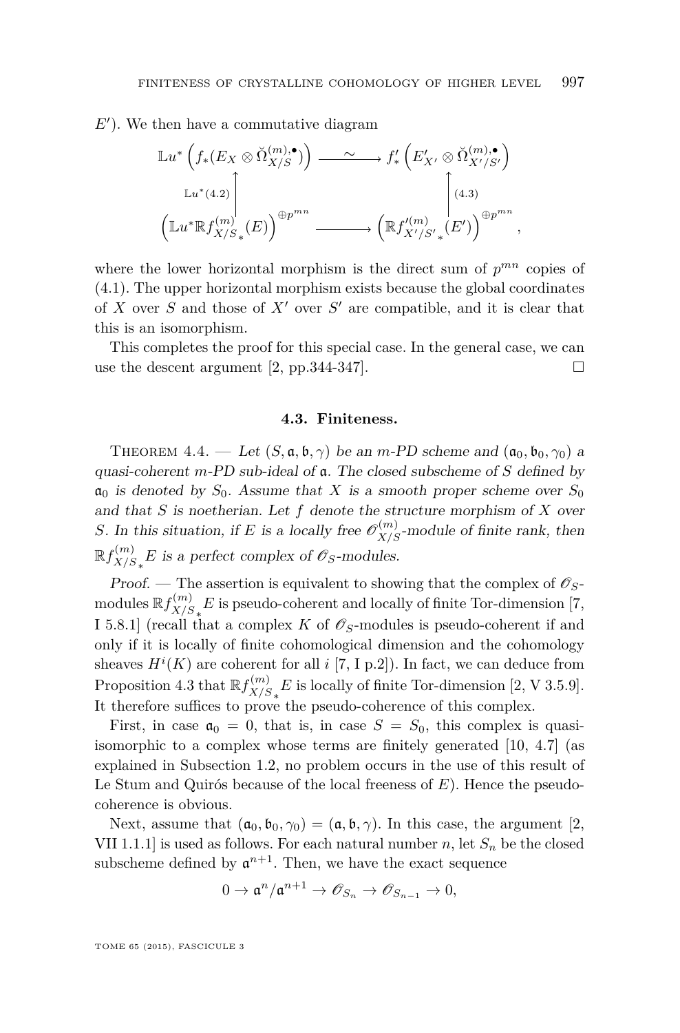$E'$). We then have a commutative diagram

$$\begin{array}{ccc}
\mathbb{L}u^*\left(f_*(E_X \otimes \check{\Omega}^{(m),\bullet}_{X/S})\right) & \xrightarrow{\quad\sim\quad} & f'_*\left(E'_{X'} \otimes \check{\Omega}^{(m),\bullet}_{X'/S'}\right) \\
\Big\uparrow{\scriptstyle \mathbb{L}u^*(4.2)} & & \Big\uparrow{\scriptstyle (4.3)} \\
\left(\mathbb{L}u^*\mathbb{R}f^{(m)}_{X/S_*}(E)\right)^{\oplus p^{mn}} & \xrightarrow{\qquad\quad} & \left(\mathbb{R}f'^{(m)}_{X'/S'_*}(E')\right)^{\oplus p^{mn}}
\end{array},$$

where the lower horizontal morphism is the direct sum of $p^{mn}$ copies of (4.1). The upper horizontal morphism exists because the global coordinates of $X$ over $S$ and those of $X'$ over $S'$ are compatible, and it is clear that this is an isomorphism.

This completes the proof for this special case. In the general case, we can use the descent argument [2, pp.344-347]. $\square$

### 4.3. Finiteness.

Theorem 4.4. — *Let $(S, \mathfrak{a}, \mathfrak{b}, \gamma)$ be an $m$-PD scheme and $(\mathfrak{a}_0, \mathfrak{b}_0, \gamma_0)$ a quasi-coherent $m$-PD sub-ideal of $\mathfrak{a}$. The closed subscheme of $S$ defined by $\mathfrak{a}_0$ is denoted by $S_0$. Assume that $X$ is a smooth proper scheme over $S_0$ and that $S$ is noetherian. Let $f$ denote the structure morphism of $X$ over $S$. In this situation, if $E$ is a locally free $\mathscr{O}^{(m)}_{X/S}$-module of finite rank, then $\mathbb{R}f^{(m)}_{X/S_*}E$ is a perfect complex of $\mathscr{O}_S$-modules.*

*Proof.* — The assertion is equivalent to showing that the complex of $\mathscr{O}_S$-modules $\mathbb{R}f^{(m)}_{X/S_*}E$ is pseudo-coherent and locally of finite Tor-dimension [7, I 5.8.1] (recall that a complex $K$ of $\mathscr{O}_S$-modules is pseudo-coherent if and only if it is locally of finite cohomological dimension and the cohomology sheaves $H^i(K)$ are coherent for all $i$ [7, I p.2]). In fact, we can deduce from Proposition 4.3 that $\mathbb{R}f^{(m)}_{X/S_*}E$ is locally of finite Tor-dimension [2, V 3.5.9]. It therefore suffices to prove the pseudo-coherence of this complex.

First, in case $\mathfrak{a}_0 = 0$, that is, in case $S = S_0$, this complex is quasi-isomorphic to a complex whose terms are finitely generated [10, 4.7] (as explained in Subsection 1.2, no problem occurs in the use of this result of Le Stum and Quirós because of the local freeness of $E$). Hence the pseudo-coherence is obvious.

Next, assume that $(\mathfrak{a}_0, \mathfrak{b}_0, \gamma_0) = (\mathfrak{a}, \mathfrak{b}, \gamma)$. In this case, the argument [2, VII 1.1.1] is used as follows. For each natural number $n$, let $S_n$ be the closed subscheme defined by $\mathfrak{a}^{n+1}$. Then, we have the exact sequence

$$0 \to \mathfrak{a}^n/\mathfrak{a}^{n+1} \to \mathscr{O}_{S_n} \to \mathscr{O}_{S_{n-1}} \to 0,$$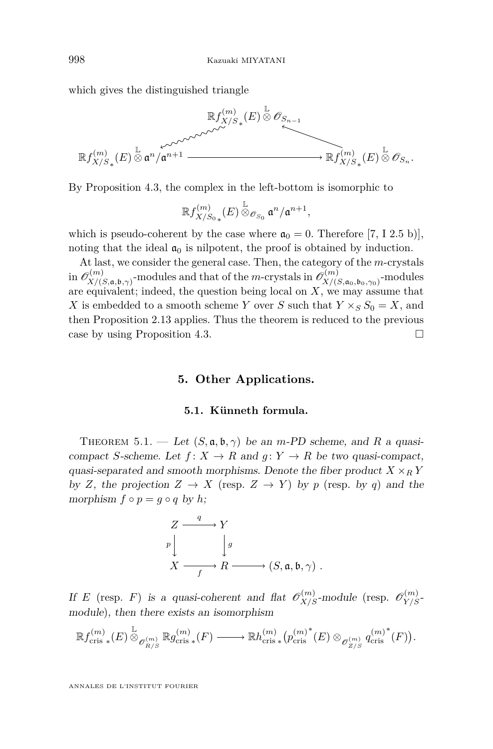which gives the distinguished triangle

$$
\begin{array}{ccc}
& \mathbb{R}f^{(m)}_{X/S\,*}(E) \overset{\mathbb{L}}{\otimes} \mathscr{O}_{S_{n-1}} & \\
\mathbb{R}f^{(m)}_{X/S\,*}(E) \overset{\mathbb{L}}{\otimes} \mathfrak{a}^n/\mathfrak{a}^{n+1} & \longrightarrow & \mathbb{R}f^{(m)}_{X/S\,*}(E) \overset{\mathbb{L}}{\otimes} \mathscr{O}_{S_n}.
\end{array}
$$

By Proposition 4.3, the complex in the left-bottom is isomorphic to

$$\mathbb{R}f^{(m)}_{X/S_0\,*}(E) \overset{\mathbb{L}}{\otimes}_{\mathscr{O}_{S_0}} \mathfrak{a}^n/\mathfrak{a}^{n+1},$$

which is pseudo-coherent by the case where $\mathfrak{a}_0 = 0$. Therefore [7, I 2.5 b)], noting that the ideal $\mathfrak{a}_0$ is nilpotent, the proof is obtained by induction.

At last, we consider the general case. Then, the category of the $m$-crystals in $\mathscr{O}^{(m)}_{X/(S,\mathfrak{a},\mathfrak{b},\gamma)}$-modules and that of the $m$-crystals in $\mathscr{O}^{(m)}_{X/(S,\mathfrak{a}_0,\mathfrak{b}_0,\gamma_0)}$-modules are equivalent; indeed, the question being local on $X$, we may assume that $X$ is embedded to a smooth scheme $Y$ over $S$ such that $Y \times_S S_0 = X$, and then Proposition 2.13 applies. Thus the theorem is reduced to the previous case by using Proposition 4.3. □

## 5. Other Applications.

### 5.1. Künneth formula.

Theorem 5.1. — *Let $(S, \mathfrak{a}, \mathfrak{b}, \gamma)$ be an $m$-PD scheme, and $R$ a quasi-compact $S$-scheme. Let $f : X \to R$ and $g : Y \to R$ be two quasi-compact, quasi-separated and smooth morphisms. Denote the fiber product $X \times_R Y$ by $Z$, the projection $Z \to X$ (resp. $Z \to Y$) by $p$ (resp. by $q$) and the morphism $f \circ p = g \circ q$ by $h$;*

$$
\begin{array}{ccccc}
Z & \xrightarrow{q} & Y & & \\
{\scriptstyle p}\downarrow & & \downarrow{\scriptstyle g} & & \\
X & \xrightarrow[f]{} & R & \longrightarrow & (S, \mathfrak{a}, \mathfrak{b}, \gamma)\ .
\end{array}
$$

*If $E$ (resp. $F$) is a quasi-coherent and flat $\mathscr{O}^{(m)}_{X/S}$-module (resp. $\mathscr{O}^{(m)}_{Y/S}$-module), then there exists an isomorphism*

$$\mathbb{R}f^{(m)}_{\mathrm{cris}\,*}(E) \overset{\mathbb{L}}{\otimes}_{\mathscr{O}^{(m)}_{R/S}} \mathbb{R}g^{(m)}_{\mathrm{cris}\,*}(F) \longrightarrow \mathbb{R}h^{(m)}_{\mathrm{cris}\,*}\big(p^{(m)*}_{\mathrm{cris}}(E) \otimes_{\mathscr{O}^{(m)}_{Z/S}} q^{(m)*}_{\mathrm{cris}}(F)\big).$$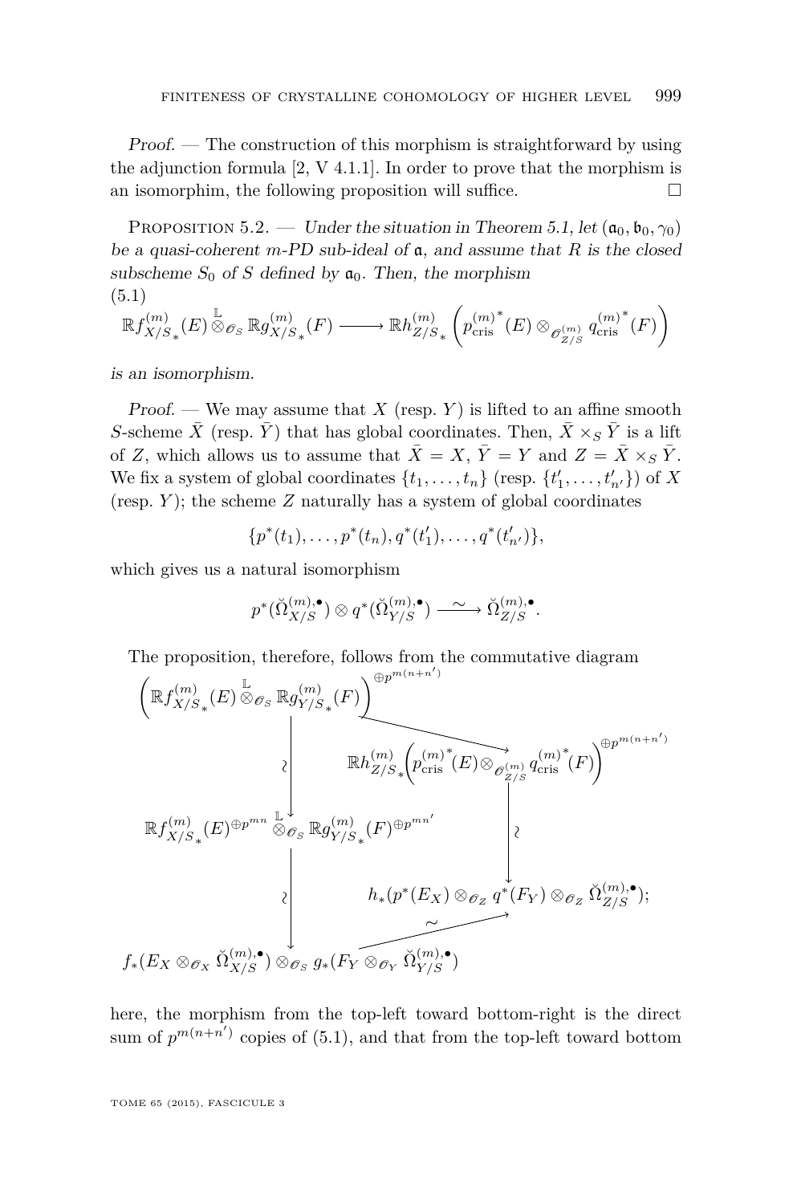*Proof.* — The construction of this morphism is straightforward by using the adjunction formula [2, V 4.1.1]. In order to prove that the morphism is an isomorphim, the following proposition will suffice. □

Proposition 5.2. — *Under the situation in Theorem 5.1, let $(\mathfrak{a}_0, \mathfrak{b}_0, \gamma_0)$ be a quasi-coherent m-PD sub-ideal of $\mathfrak{a}$, and assume that $R$ is the closed subscheme $S_0$ of $S$ defined by $\mathfrak{a}_0$. Then, the morphism*

$$\mathbb{R}f^{(m)}_{X/S_*}(E) \overset{\mathbb{L}}{\otimes}_{\mathscr{O}_S} \mathbb{R}g^{(m)}_{X/S_*}(F) \longrightarrow \mathbb{R}h^{(m)}_{Z/S_*}\left({p^{(m)}_{\mathrm{cris}}}^*(E) \otimes_{\mathscr{O}^{(m)}_{Z/S}} {q^{(m)}_{\mathrm{cris}}}^*(F)\right) \tag{5.1}$$

*is an isomorphism.*

*Proof.* — We may assume that $X$ (resp. $Y$) is lifted to an affine smooth $S$-scheme $\bar{X}$ (resp. $\bar{Y}$) that has global coordinates. Then, $\bar{X} \times_S \bar{Y}$ is a lift of $Z$, which allows us to assume that $\bar{X} = X$, $\bar{Y} = Y$ and $Z = \bar{X} \times_S \bar{Y}$. We fix a system of global coordinates $\{t_1, \ldots, t_n\}$ (resp. $\{t'_1, \ldots, t'_{n'}\}$) of $X$ (resp. $Y$); the scheme $Z$ naturally has a system of global coordinates

$$\{p^*(t_1), \ldots, p^*(t_n), q^*(t'_1), \ldots, q^*(t'_{n'})\},$$

which gives us a natural isomorphism

$$p^*(\check{\Omega}^{(m),\bullet}_{X/S}) \otimes q^*(\check{\Omega}^{(m),\bullet}_{Y/S}) \xrightarrow{\ \sim\ } \check{\Omega}^{(m),\bullet}_{Z/S}.$$

The proposition, therefore, follows from the commutative diagram

$$\begin{array}{ccc}
\left(\mathbb{R}f^{(m)}_{X/S_*}(E) \overset{\mathbb{L}}{\otimes}_{\mathscr{O}_S} \mathbb{R}g^{(m)}_{Y/S_*}(F)\right)^{\oplus p^{m(n+n')}} & \longrightarrow & \mathbb{R}h^{(m)}_{Z/S_*}\left({p^{(m)}_{\mathrm{cris}}}^*(E) \otimes_{\mathscr{O}^{(m)}_{Z/S}} {q^{(m)}_{\mathrm{cris}}}^*(F)\right)^{\oplus p^{m(n+n')}} \\
\wr\downarrow & & \wr\downarrow \\
\mathbb{R}f^{(m)}_{X/S_*}(E)^{\oplus p^{mn}} \overset{\mathbb{L}}{\otimes}_{\mathscr{O}_S} \mathbb{R}g^{(m)}_{Y/S_*}(F)^{\oplus p^{mn'}} & & h_*(p^*(E_X) \otimes_{\mathscr{O}_Z} q^*(F_Y) \otimes_{\mathscr{O}_Z} \check{\Omega}^{(m),\bullet}_{Z/S}); \\
\wr\downarrow & \nearrow\sim & \\
f_*(E_X \otimes_{\mathscr{O}_X} \check{\Omega}^{(m),\bullet}_{X/S}) \otimes_{\mathscr{O}_S} g_*(F_Y \otimes_{\mathscr{O}_Y} \check{\Omega}^{(m),\bullet}_{Y/S}) & &
\end{array}$$

here, the morphism from the top-left toward bottom-right is the direct sum of $p^{m(n+n')}$ copies of (5.1), and that from the top-left toward bottom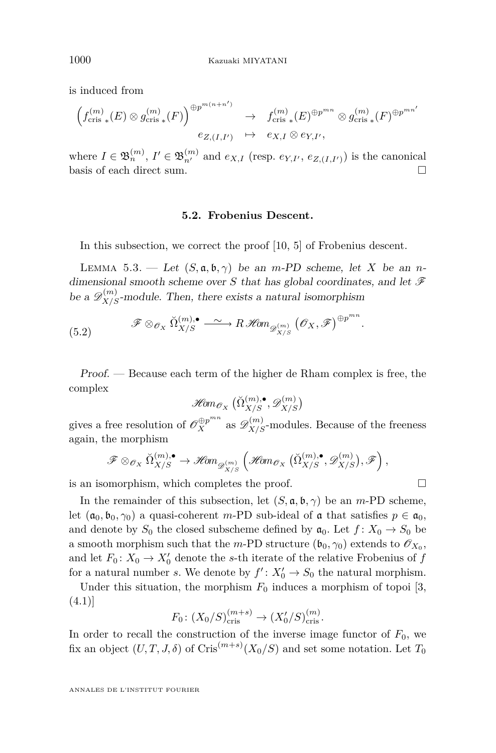is induced from

$$\begin{array}{rcl}\left(f^{(m)}_{\mathrm{cris}\,*}(E)\otimes g^{(m)}_{\mathrm{cris}\,*}(F)\right)^{\oplus p^{m(n+n')}} & \to & f^{(m)}_{\mathrm{cris}\,*}(E)^{\oplus p^{mn}}\otimes g^{(m)}_{\mathrm{cris}\,*}(F)^{\oplus p^{mn'}} \\ e_{Z,(I,I')} & \mapsto & e_{X,I}\otimes e_{Y,I'},\end{array}$$

where $I\in\mathfrak{B}^{(m)}_n$, $I'\in\mathfrak{B}^{(m)}_{n'}$ and $e_{X,I}$ (resp. $e_{Y,I'}$, $e_{Z,(I,I')}$) is the canonical basis of each direct sum. $\square$

### 5.2. Frobenius Descent.

In this subsection, we correct the proof [10, 5] of Frobenius descent.

Lemma 5.3. — *Let $(S,\mathfrak{a},\mathfrak{b},\gamma)$ be an $m$-PD scheme, let $X$ be an $n$-dimensional smooth scheme over $S$ that has global coordinates, and let $\mathscr{F}$ be a $\mathscr{D}^{(m)}_{X/S}$-module. Then, there exists a natural isomorphism*

$$\mathscr{F}\otimes_{\mathscr{O}_X}\breve{\Omega}^{(m),\bullet}_{X/S}\xrightarrow{\ \sim\ }R\mathscr{H}om_{\mathscr{D}^{(m)}_{X/S}}\left(\mathscr{O}_X,\mathscr{F}\right)^{\oplus p^{mn}}. \tag{5.2}$$

*Proof.* — Because each term of the higher de Rham complex is free, the complex

$$\mathscr{H}om_{\mathscr{O}_X}\left(\breve{\Omega}^{(m),\bullet}_{X/S},\mathscr{D}^{(m)}_{X/S}\right)$$

gives a free resolution of $\mathscr{O}_X^{\oplus p^{mn}}$ as $\mathscr{D}^{(m)}_{X/S}$-modules. Because of the freeness again, the morphism

$$\mathscr{F}\otimes_{\mathscr{O}_X}\breve{\Omega}^{(m),\bullet}_{X/S}\to\mathscr{H}om_{\mathscr{D}^{(m)}_{X/S}}\left(\mathscr{H}om_{\mathscr{O}_X}\left(\breve{\Omega}^{(m),\bullet}_{X/S},\mathscr{D}^{(m)}_{X/S}\right),\mathscr{F}\right),$$

is an isomorphism, which completes the proof. $\square$

In the remainder of this subsection, let $(S,\mathfrak{a},\mathfrak{b},\gamma)$ be an $m$-PD scheme, let $(\mathfrak{a}_0,\mathfrak{b}_0,\gamma_0)$ a quasi-coherent $m$-PD sub-ideal of $\mathfrak{a}$ that satisfies $p\in\mathfrak{a}_0$, and denote by $S_0$ the closed subscheme defined by $\mathfrak{a}_0$. Let $f\colon X_0\to S_0$ be a smooth morphism such that the $m$-PD structure $(\mathfrak{b}_0,\gamma_0)$ extends to $\mathscr{O}_{X_0}$, and let $F_0\colon X_0\to X'_0$ denote the $s$-th iterate of the relative Frobenius of $f$ for a natural number $s$. We denote by $f'\colon X'_0\to S_0$ the natural morphism.

Under this situation, the morphism $F_0$ induces a morphism of topoi [3, (4.1)]

$$F_0\colon (X_0/S)^{(m+s)}_{\mathrm{cris}}\to(X'_0/S)^{(m)}_{\mathrm{cris}}.$$

In order to recall the construction of the inverse image functor of $F_0$, we fix an object $(U,T,J,\delta)$ of $\mathrm{Cris}^{(m+s)}(X_0/S)$ and set some notation. Let $T_0$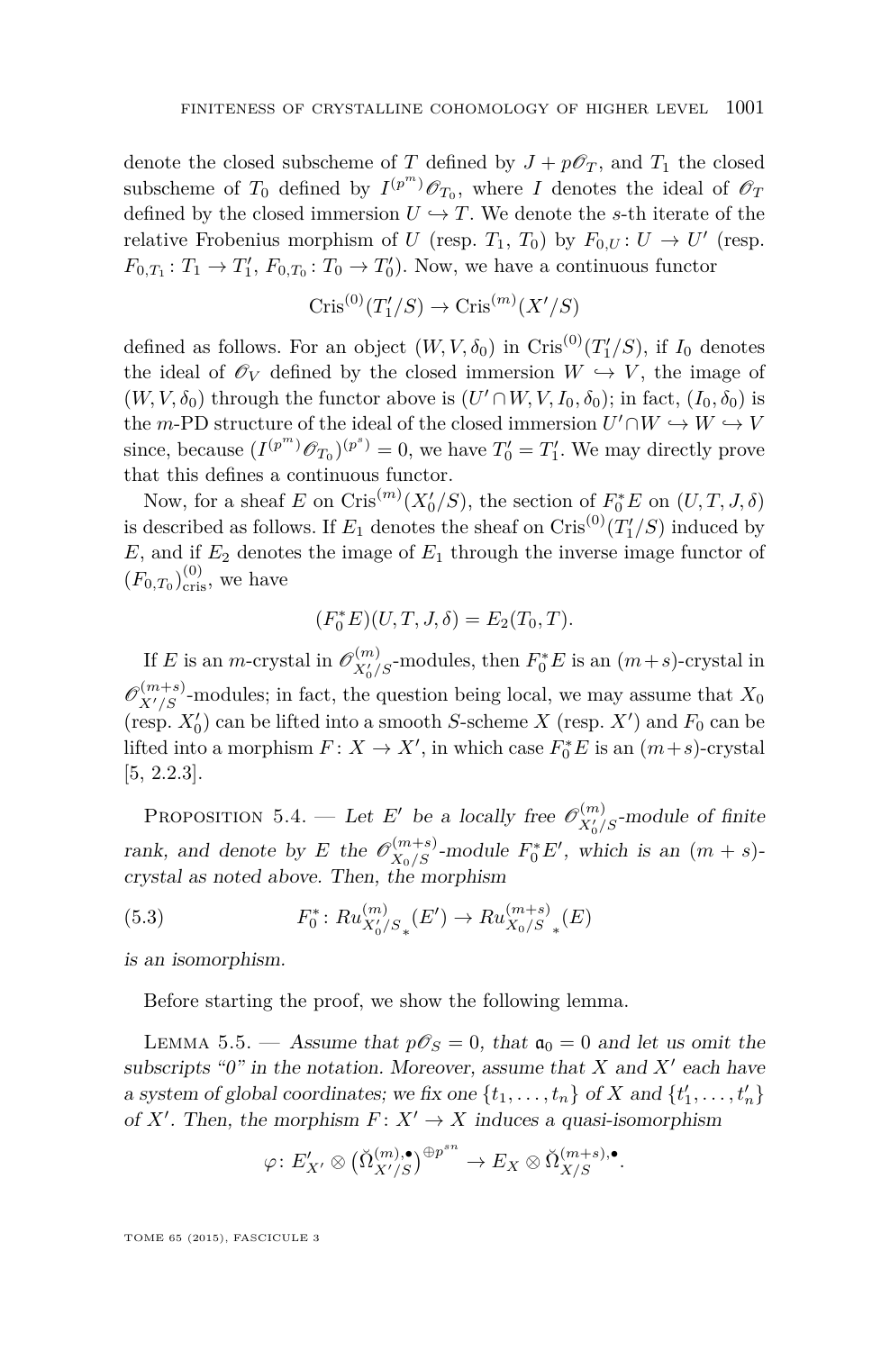denote the closed subscheme of $T$ defined by $J + p\mathscr{O}_T$, and $T_1$ the closed subscheme of $T_0$ defined by $I^{(p^m)}\mathscr{O}_{T_0}$, where $I$ denotes the ideal of $\mathscr{O}_T$ defined by the closed immersion $U \hookrightarrow T$. We denote the $s$-th iterate of the relative Frobenius morphism of $U$ (resp. $T_1$, $T_0$) by $F_{0,U}\colon U \to U'$ (resp. $F_{0,T_1}\colon T_1 \to T_1'$, $F_{0,T_0}\colon T_0 \to T_0'$). Now, we have a continuous functor

$$\mathrm{Cris}^{(0)}(T_1'/S) \to \mathrm{Cris}^{(m)}(X'/S)$$

defined as follows. For an object $(W, V, \delta_0)$ in $\mathrm{Cris}^{(0)}(T_1'/S)$, if $I_0$ denotes the ideal of $\mathscr{O}_V$ defined by the closed immersion $W \hookrightarrow V$, the image of $(W, V, \delta_0)$ through the functor above is $(U' \cap W, V, I_0, \delta_0)$; in fact, $(I_0, \delta_0)$ is the $m$-PD structure of the ideal of the closed immersion $U' \cap W \hookrightarrow W \hookrightarrow V$ since, because $(I^{(p^m)}\mathscr{O}_{T_0})^{(p^s)} = 0$, we have $T_0' = T_1'$. We may directly prove that this defines a continuous functor.

Now, for a sheaf $E$ on $\mathrm{Cris}^{(m)}(X_0'/S)$, the section of $F_0^*E$ on $(U, T, J, \delta)$ is described as follows. If $E_1$ denotes the sheaf on $\mathrm{Cris}^{(0)}(T_1'/S)$ induced by $E$, and if $E_2$ denotes the image of $E_1$ through the inverse image functor of $(F_{0,T_0})^{(0)}_{\mathrm{cris}}$, we have

$$(F_0^*E)(U, T, J, \delta) = E_2(T_0, T).$$

If $E$ is an $m$-crystal in $\mathscr{O}^{(m)}_{X_0'/S}$-modules, then $F_0^*E$ is an $(m+s)$-crystal in $\mathscr{O}^{(m+s)}_{X'/S}$-modules; in fact, the question being local, we may assume that $X_0$ (resp. $X_0'$) can be lifted into a smooth $S$-scheme $X$ (resp. $X'$) and $F_0$ can be lifted into a morphism $F\colon X \to X'$, in which case $F_0^*E$ is an $(m+s)$-crystal [5, 2.2.3].

Proposition 5.4. — *Let $E'$ be a locally free $\mathscr{O}^{(m)}_{X_0'/S}$-module of finite rank, and denote by $E$ the $\mathscr{O}^{(m+s)}_{X_0/S}$-module $F_0^*E'$, which is an $(m+s)$-crystal as noted above. Then, the morphism*

$$F_0^*\colon Ru^{(m)}_{X_0'/S\,*}(E') \to Ru^{(m+s)}_{X_0/S\,*}(E) \tag{5.3}$$

*is an isomorphism.*

Before starting the proof, we show the following lemma.

Lemma 5.5. — *Assume that $p\mathscr{O}_S = 0$, that $\mathfrak{a}_0 = 0$ and let us omit the subscripts "0" in the notation. Moreover, assume that $X$ and $X'$ each have a system of global coordinates; we fix one $\{t_1, \ldots, t_n\}$ of $X$ and $\{t_1', \ldots, t_n'\}$ of $X'$. Then, the morphism $F\colon X' \to X$ induces a quasi-isomorphism*

$$\varphi\colon E'_{X'} \otimes \big(\check{\Omega}^{(m),\bullet}_{X'/S}\big)^{\oplus p^{sn}} \to E_X \otimes \check{\Omega}^{(m+s),\bullet}_{X/S}.$$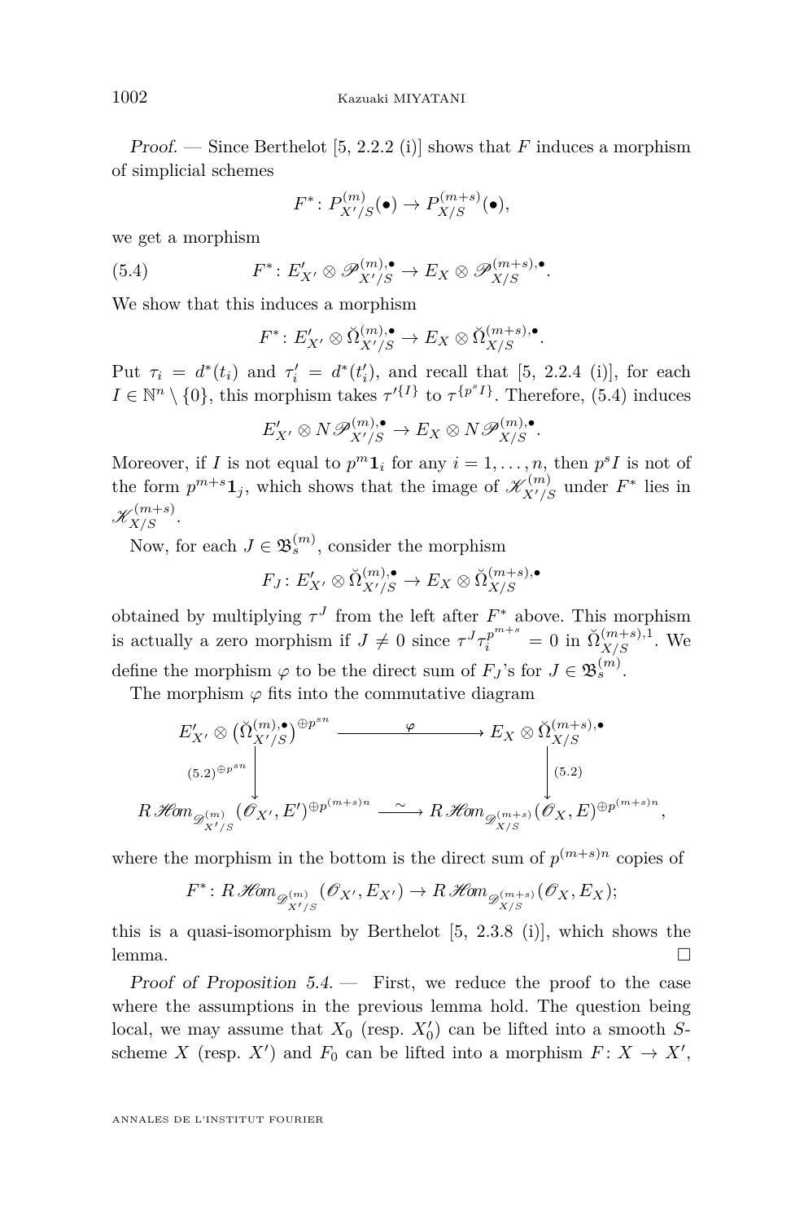*Proof.* — Since Berthelot [5, 2.2.2 (i)] shows that $F$ induces a morphism of simplicial schemes

$$F^*\colon P^{(m)}_{X'/S}(\bullet) \to P^{(m+s)}_{X/S}(\bullet),$$

we get a morphism

$$F^*\colon E'_{X'} \otimes \mathscr{P}^{(m),\bullet}_{X'/S} \to E_X \otimes \mathscr{P}^{(m+s),\bullet}_{X/S}. \tag{5.4}$$

We show that this induces a morphism

$$F^*\colon E'_{X'} \otimes \check{\Omega}^{(m),\bullet}_{X'/S} \to E_X \otimes \check{\Omega}^{(m+s),\bullet}_{X/S}.$$

Put $\tau_i = d^*(t_i)$ and $\tau'_i = d^*(t'_i)$, and recall that [5, 2.2.4 (i)], for each $I \in \mathbb{N}^n \setminus \{0\}$, this morphism takes $\tau'^{\{I\}}$ to $\tau^{\{p^s I\}}$. Therefore, (5.4) induces

$$E'_{X'} \otimes N\mathscr{P}^{(m),\bullet}_{X'/S} \to E_X \otimes N\mathscr{P}^{(m),\bullet}_{X/S}.$$

Moreover, if $I$ is not equal to $p^m \mathbf{1}_i$ for any $i = 1, \dots, n$, then $p^s I$ is not of the form $p^{m+s}\mathbf{1}_j$, which shows that the image of $\mathscr{K}^{(m)}_{X'/S}$ under $F^*$ lies in $\mathscr{K}^{(m+s)}_{X/S}$.

Now, for each $J \in \mathfrak{B}^{(m)}_s$, consider the morphism

$$F_J\colon E'_{X'} \otimes \check{\Omega}^{(m),\bullet}_{X'/S} \to E_X \otimes \check{\Omega}^{(m+s),\bullet}_{X/S}$$

obtained by multiplying $\tau^J$ from the left after $F^*$ above. This morphism is actually a zero morphism if $J \neq 0$ since $\tau^J \tau_i^{p^{m+s}} = 0$ in $\check{\Omega}^{(m+s),1}_{X/S}$. We define the morphism $\varphi$ to be the direct sum of $F_J$'s for $J \in \mathfrak{B}^{(m)}_s$.

The morphism $\varphi$ fits into the commutative diagram

$$\begin{array}{ccc}
E'_{X'} \otimes \big(\check{\Omega}^{(m),\bullet}_{X'/S}\big)^{\oplus p^{sn}} & \xrightarrow{\quad\varphi\quad} & E_X \otimes \check{\Omega}^{(m+s),\bullet}_{X/S} \\
\Big\downarrow {\scriptstyle (5.2)^{\oplus p^{sn}}} & & \Big\downarrow {\scriptstyle (5.2)} \\
R\mathscr{H}om_{\mathscr{D}^{(m)}_{X'/S}}(\mathscr{O}_{X'}, E')^{\oplus p^{(m+s)n}} & \xrightarrow{\quad\sim\quad} & R\mathscr{H}om_{\mathscr{D}^{(m+s)}_{X/S}}(\mathscr{O}_X, E)^{\oplus p^{(m+s)n}},
\end{array}$$

where the morphism in the bottom is the direct sum of $p^{(m+s)n}$ copies of

$$F^*\colon R\mathscr{H}om_{\mathscr{D}^{(m)}_{X'/S}}(\mathscr{O}_{X'}, E_{X'}) \to R\mathscr{H}om_{\mathscr{D}^{(m+s)}_{X/S}}(\mathscr{O}_X, E_X);$$

this is a quasi-isomorphism by Berthelot [5, 2.3.8 (i)], which shows the lemma. $\square$

*Proof of Proposition 5.4.* — First, we reduce the proof to the case where the assumptions in the previous lemma hold. The question being local, we may assume that $X_0$ (resp. $X'_0$) can be lifted into a smooth $S$-scheme $X$ (resp. $X'$) and $F_0$ can be lifted into a morphism $F\colon X \to X'$,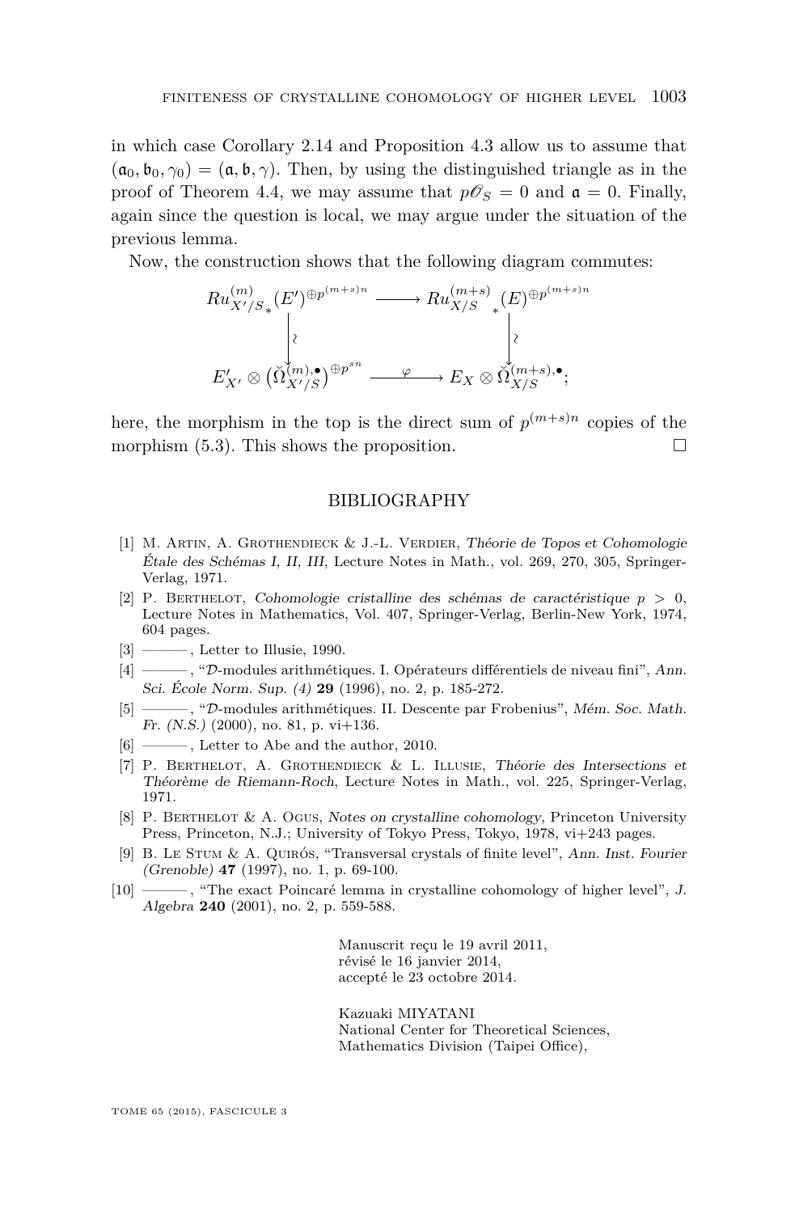in which case Corollary 2.14 and Proposition 4.3 allow us to assume that $(\mathfrak{a}_0, \mathfrak{b}_0, \gamma_0) = (\mathfrak{a}, \mathfrak{b}, \gamma)$. Then, by using the distinguished triangle as in the proof of Theorem 4.4, we may assume that $p\mathscr{O}_S = 0$ and $\mathfrak{a} = 0$. Finally, again since the question is local, we may argue under the situation of the previous lemma.

Now, the construction shows that the following diagram commutes:

$$\begin{array}{ccc}
Ru^{(m)}_{X'/S*}(E')^{\oplus p^{(m+s)n}} & \longrightarrow & Ru^{(m+s)}_{X/S}{}_*(E)^{\oplus p^{(m+s)n}} \\
\downarrow \wr & & \downarrow \wr \\
E'_{X'} \otimes \big(\breve{\Omega}^{(m),\bullet}_{X'/S}\big)^{\oplus p^{sn}} & \xrightarrow{\ \varphi\ } & E_X \otimes \breve{\Omega}^{(m+s),\bullet}_{X/S};
\end{array}$$

here, the morphism in the top is the direct sum of $p^{(m+s)n}$ copies of the morphism (5.3). This shows the proposition. □

## BIBLIOGRAPHY

[1] M. Artin, A. Grothendieck & J.-L. Verdier, *Théorie de Topos et Cohomologie Étale des Schémas I, II, III*, Lecture Notes in Math., vol. 269, 270, 305, Springer-Verlag, 1971.

[2] P. Berthelot, *Cohomologie cristalline des schémas de caractéristique $p > 0$*, Lecture Notes in Mathematics, Vol. 407, Springer-Verlag, Berlin-New York, 1974, 604 pages.

[3] ———, Letter to Illusie, 1990.

[4] ———, "$\mathcal{D}$-modules arithmétiques. I. Opérateurs différentiels de niveau fini", *Ann. Sci. École Norm. Sup. (4)* **29** (1996), no. 2, p. 185-272.

[5] ———, "$\mathcal{D}$-modules arithmétiques. II. Descente par Frobenius", *Mém. Soc. Math. Fr. (N.S.)* (2000), no. 81, p. vi+136.

[6] ———, Letter to Abe and the author, 2010.

[7] P. Berthelot, A. Grothendieck & L. Illusie, *Théorie des Intersections et Théorème de Riemann-Roch*, Lecture Notes in Math., vol. 225, Springer-Verlag, 1971.

[8] P. Berthelot & A. Ogus, *Notes on crystalline cohomology*, Princeton University Press, Princeton, N.J.; University of Tokyo Press, Tokyo, 1978, vi+243 pages.

[9] B. Le Stum & A. Quirós, "Transversal crystals of finite level", *Ann. Inst. Fourier (Grenoble)* **47** (1997), no. 1, p. 69-100.

[10] ———, "The exact Poincaré lemma in crystalline cohomology of higher level", *J. Algebra* **240** (2001), no. 2, p. 559-588.

Manuscrit reçu le 19 avril 2011,
révisé le 16 janvier 2014,
accepté le 23 octobre 2014.

Kazuaki MIYATANI
National Center for Theoretical Sciences,
Mathematics Division (Taipei Office),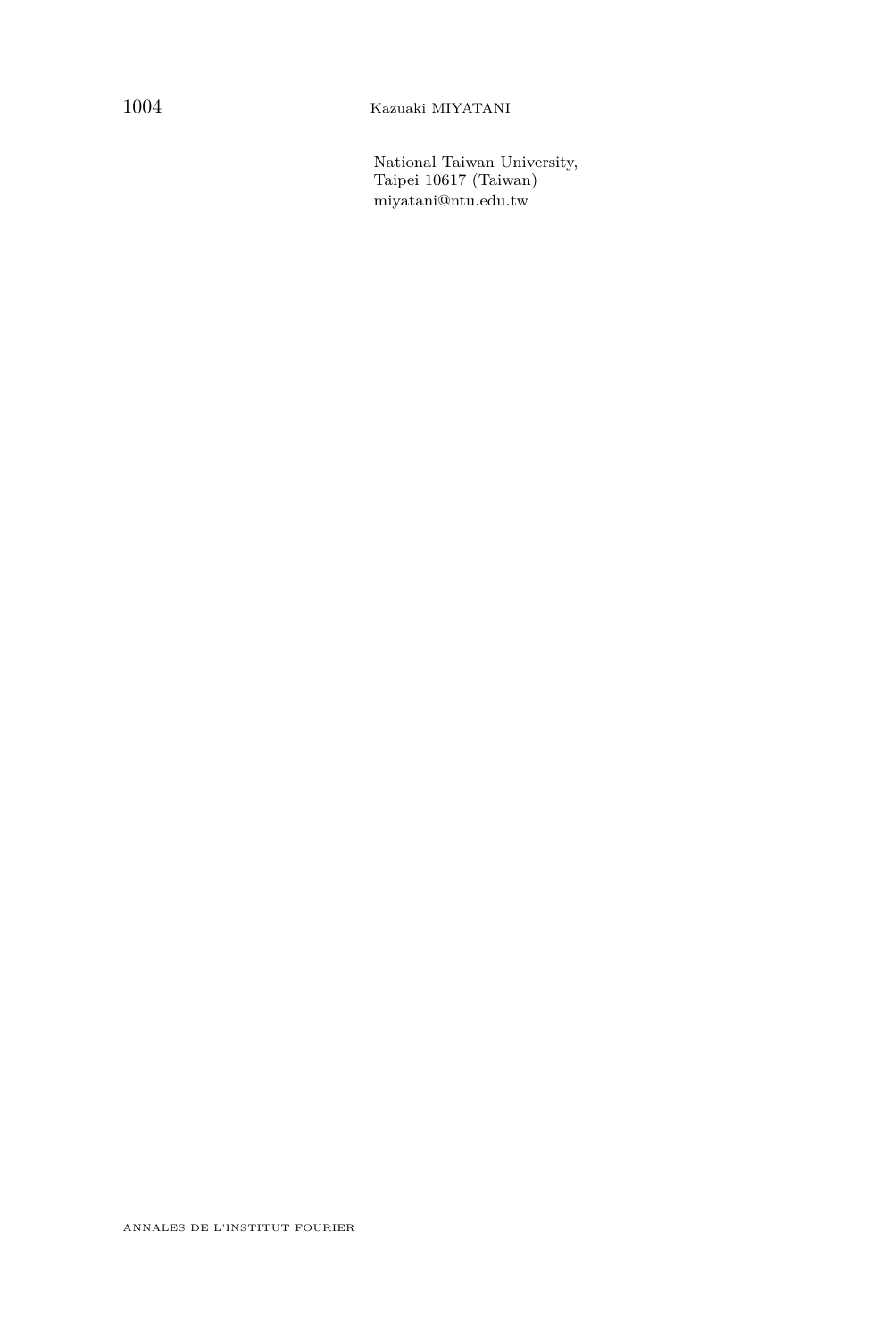National Taiwan University,
Taipei 10617 (Taiwan)
miyatani@ntu.edu.tw